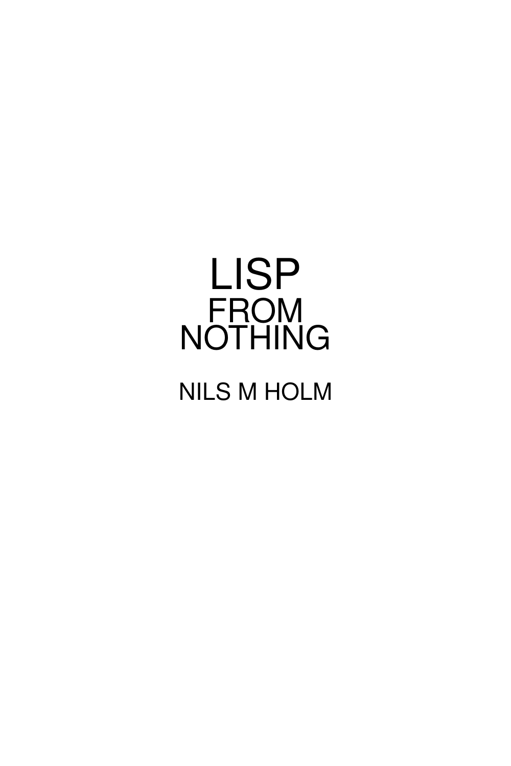# LISP FROM NOTHING

NILS M HOLM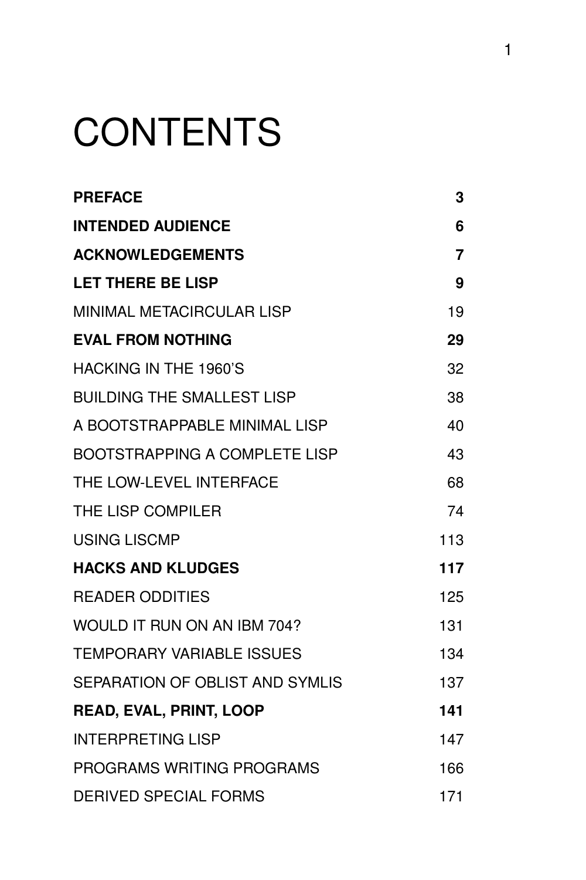# CONTENTS

| | |
|---|---|
| **PREFACE** | **3** |
| **INTENDED AUDIENCE** | **6** |
| **ACKNOWLEDGEMENTS** | **7** |
| **LET THERE BE LISP** | **9** |
| MINIMAL METACIRCULAR LISP | 19 |
| **EVAL FROM NOTHING** | **29** |
| HACKING IN THE 1960'S | 32 |
| BUILDING THE SMALLEST LISP | 38 |
| A BOOTSTRAPPABLE MINIMAL LISP | 40 |
| BOOTSTRAPPING A COMPLETE LISP | 43 |
| THE LOW-LEVEL INTERFACE | 68 |
| THE LISP COMPILER | 74 |
| USING LISCMP | 113 |
| **HACKS AND KLUDGES** | **117** |
| READER ODDITIES | 125 |
| WOULD IT RUN ON AN IBM 704? | 131 |
| TEMPORARY VARIABLE ISSUES | 134 |
| SEPARATION OF OBLIST AND SYMLIS | 137 |
| **READ, EVAL, PRINT, LOOP** | **141** |
| INTERPRETING LISP | 147 |
| PROGRAMS WRITING PROGRAMS | 166 |
| DERIVED SPECIAL FORMS | 171 |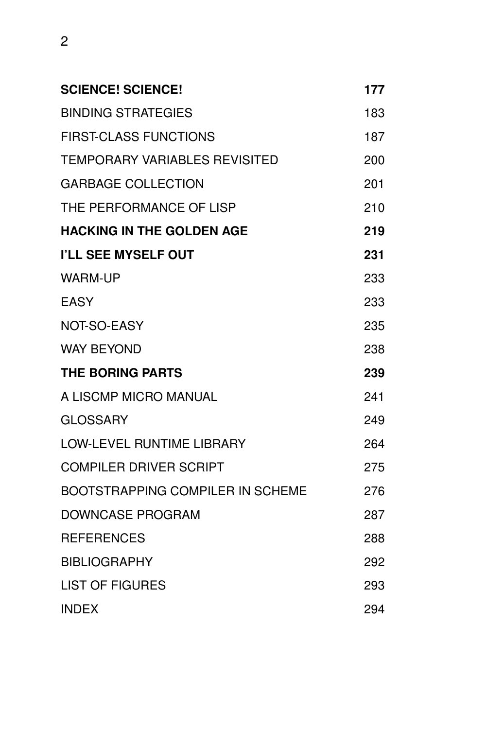| | |
|---|---|
| **SCIENCE! SCIENCE!** | **177** |
| BINDING STRATEGIES | 183 |
| FIRST-CLASS FUNCTIONS | 187 |
| TEMPORARY VARIABLES REVISITED | 200 |
| GARBAGE COLLECTION | 201 |
| THE PERFORMANCE OF LISP | 210 |
| **HACKING IN THE GOLDEN AGE** | **219** |
| **I'LL SEE MYSELF OUT** | **231** |
| WARM-UP | 233 |
| EASY | 233 |
| NOT-SO-EASY | 235 |
| WAY BEYOND | 238 |
| **THE BORING PARTS** | **239** |
| A LISCMP MICRO MANUAL | 241 |
| GLOSSARY | 249 |
| LOW-LEVEL RUNTIME LIBRARY | 264 |
| COMPILER DRIVER SCRIPT | 275 |
| BOOTSTRAPPING COMPILER IN SCHEME | 276 |
| DOWNCASE PROGRAM | 287 |
| REFERENCES | 288 |
| BIBLIOGRAPHY | 292 |
| LIST OF FIGURES | 293 |
| INDEX | 294 |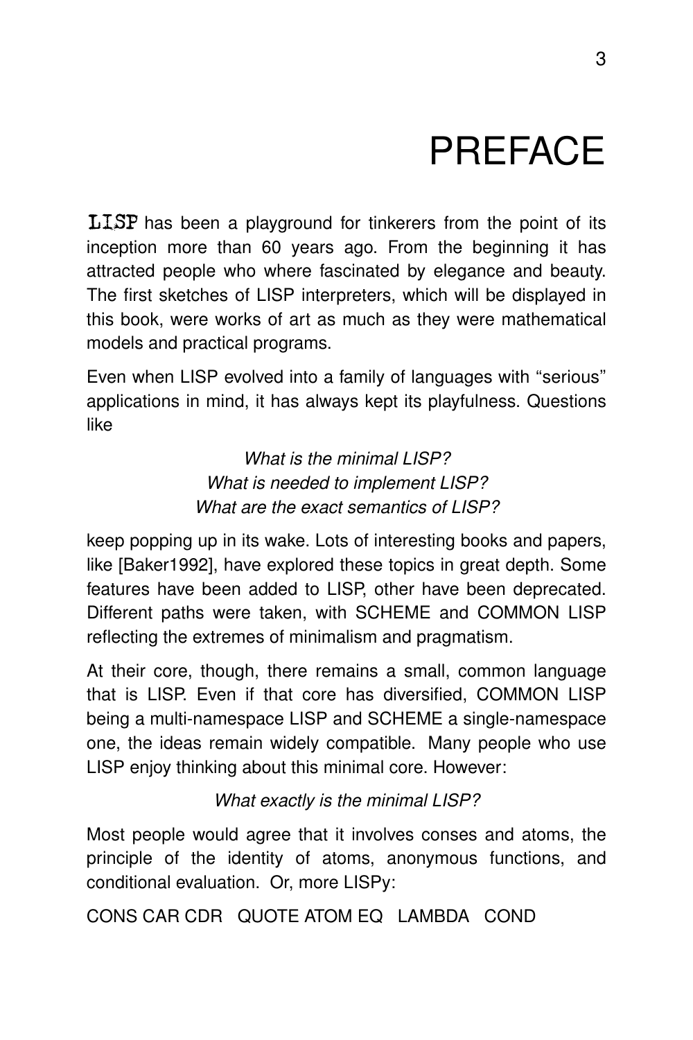# PREFACE

**LISP** has been a playground for tinkerers from the point of its inception more than 60 years ago. From the beginning it has attracted people who where fascinated by elegance and beauty. The first sketches of LISP interpreters, which will be displayed in this book, were works of art as much as they were mathematical models and practical programs.

Even when LISP evolved into a family of languages with "serious" applications in mind, it has always kept its playfulness. Questions like

*What is the minimal LISP?*
*What is needed to implement LISP?*
*What are the exact semantics of LISP?*

keep popping up in its wake. Lots of interesting books and papers, like [Baker1992], have explored these topics in great depth. Some features have been added to LISP, other have been deprecated. Different paths were taken, with SCHEME and COMMON LISP reflecting the extremes of minimalism and pragmatism.

At their core, though, there remains a small, common language that is LISP. Even if that core has diversified, COMMON LISP being a multi-namespace LISP and SCHEME a single-namespace one, the ideas remain widely compatible. Many people who use LISP enjoy thinking about this minimal core. However:

*What exactly is the minimal LISP?*

Most people would agree that it involves conses and atoms, the principle of the identity of atoms, anonymous functions, and conditional evaluation. Or, more LISPy:

CONS CAR CDR QUOTE ATOM EQ LAMBDA COND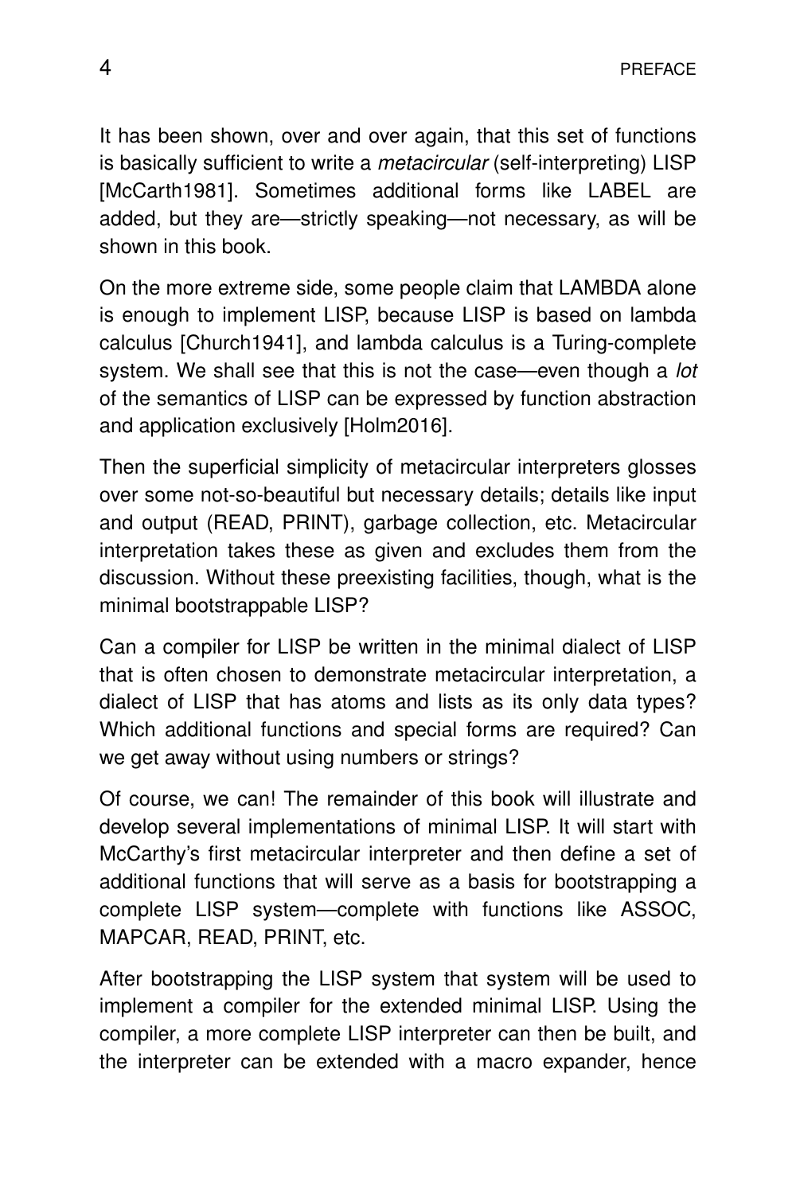It has been shown, over and over again, that this set of functions is basically sufficient to write a *metacircular* (self-interpreting) LISP [McCarth1981]. Sometimes additional forms like LABEL are added, but they are—strictly speaking—not necessary, as will be shown in this book.

On the more extreme side, some people claim that LAMBDA alone is enough to implement LISP, because LISP is based on lambda calculus [Church1941], and lambda calculus is a Turing-complete system. We shall see that this is not the case—even though a *lot* of the semantics of LISP can be expressed by function abstraction and application exclusively [Holm2016].

Then the superficial simplicity of metacircular interpreters glosses over some not-so-beautiful but necessary details; details like input and output (READ, PRINT), garbage collection, etc. Metacircular interpretation takes these as given and excludes them from the discussion. Without these preexisting facilities, though, what is the minimal bootstrappable LISP?

Can a compiler for LISP be written in the minimal dialect of LISP that is often chosen to demonstrate metacircular interpretation, a dialect of LISP that has atoms and lists as its only data types? Which additional functions and special forms are required? Can we get away without using numbers or strings?

Of course, we can! The remainder of this book will illustrate and develop several implementations of minimal LISP. It will start with McCarthy's first metacircular interpreter and then define a set of additional functions that will serve as a basis for bootstrapping a complete LISP system—complete with functions like ASSOC, MAPCAR, READ, PRINT, etc.

After bootstrapping the LISP system that system will be used to implement a compiler for the extended minimal LISP. Using the compiler, a more complete LISP interpreter can then be built, and the interpreter can be extended with a macro expander, hence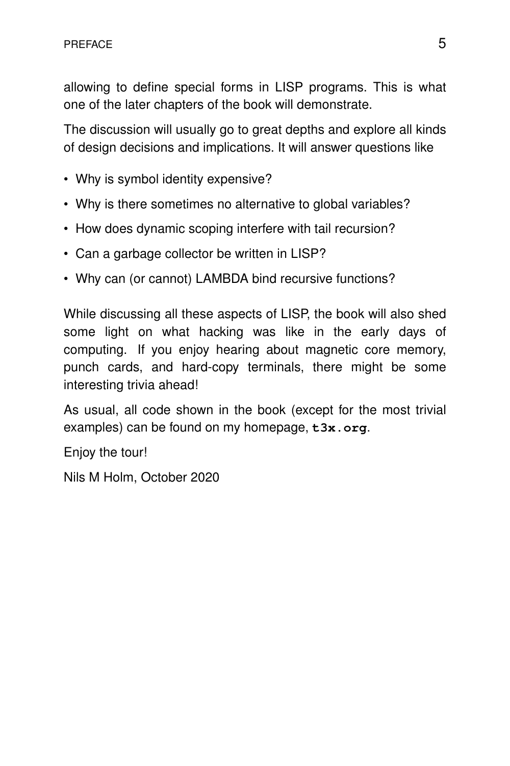allowing to define special forms in LISP programs. This is what one of the later chapters of the book will demonstrate.

The discussion will usually go to great depths and explore all kinds of design decisions and implications. It will answer questions like

- Why is symbol identity expensive?
- Why is there sometimes no alternative to global variables?
- How does dynamic scoping interfere with tail recursion?
- Can a garbage collector be written in LISP?
- Why can (or cannot) LAMBDA bind recursive functions?

While discussing all these aspects of LISP, the book will also shed some light on what hacking was like in the early days of computing. If you enjoy hearing about magnetic core memory, punch cards, and hard-copy terminals, there might be some interesting trivia ahead!

As usual, all code shown in the book (except for the most trivial examples) can be found on my homepage, **`t3x.org`**.

Enjoy the tour!

Nils M Holm, October 2020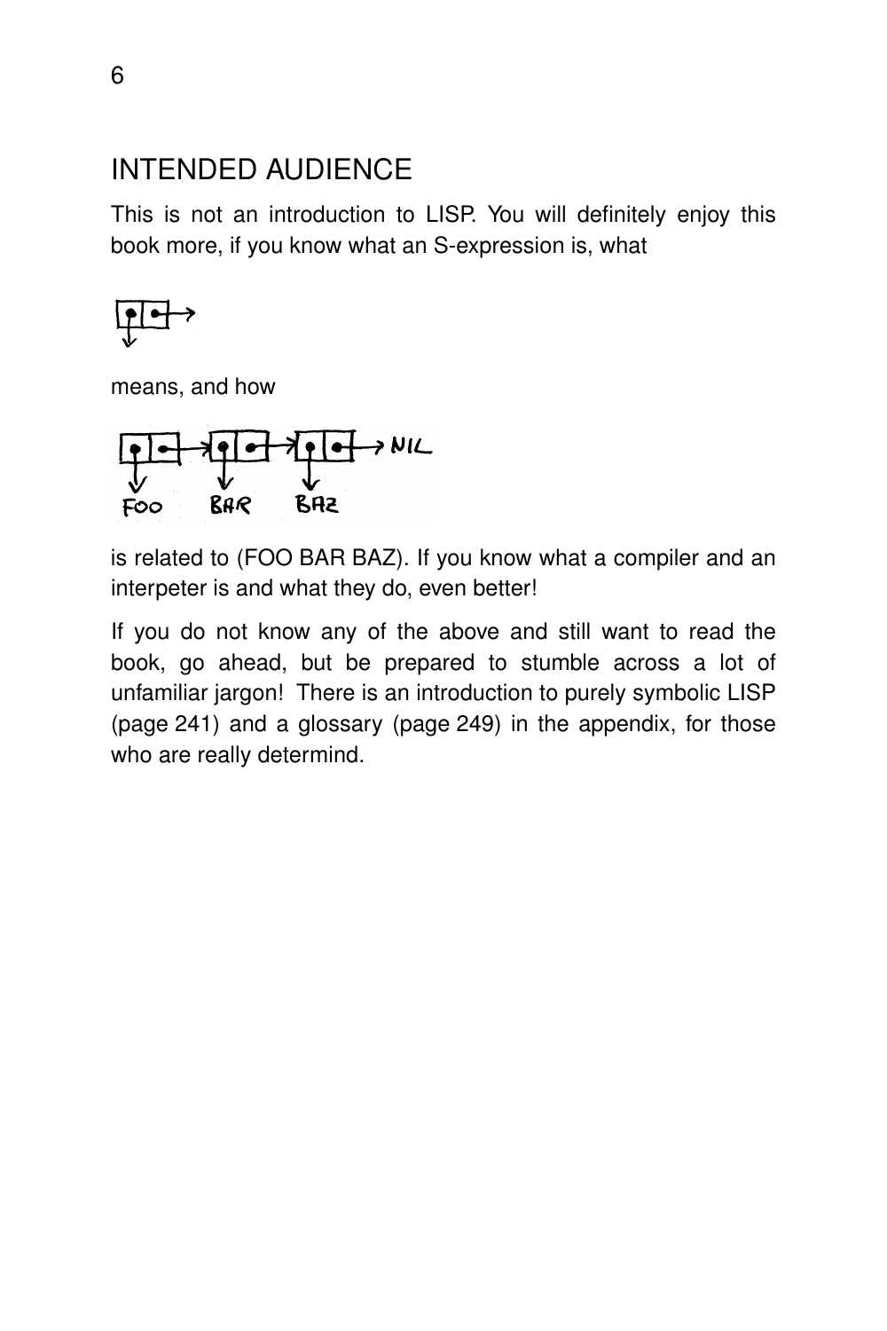## INTENDED AUDIENCE

This is not an introduction to LISP. You will definitely enjoy this book more, if you know what an S-expression is, what

means, and how

is related to (FOO BAR BAZ). If you know what a compiler and an interpeter is and what they do, even better!

If you do not know any of the above and still want to read the book, go ahead, but be prepared to stumble across a lot of unfamiliar jargon! There is an introduction to purely symbolic LISP (page 241) and a glossary (page 249) in the appendix, for those who are really determind.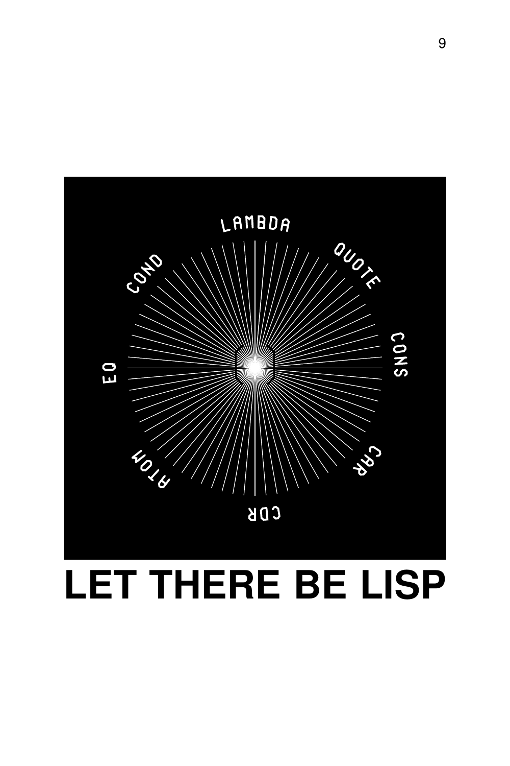LAMBDA

QUOTE

CONS

CAR

CDR

ATOM

EQ

COND

# LET THERE BE LISP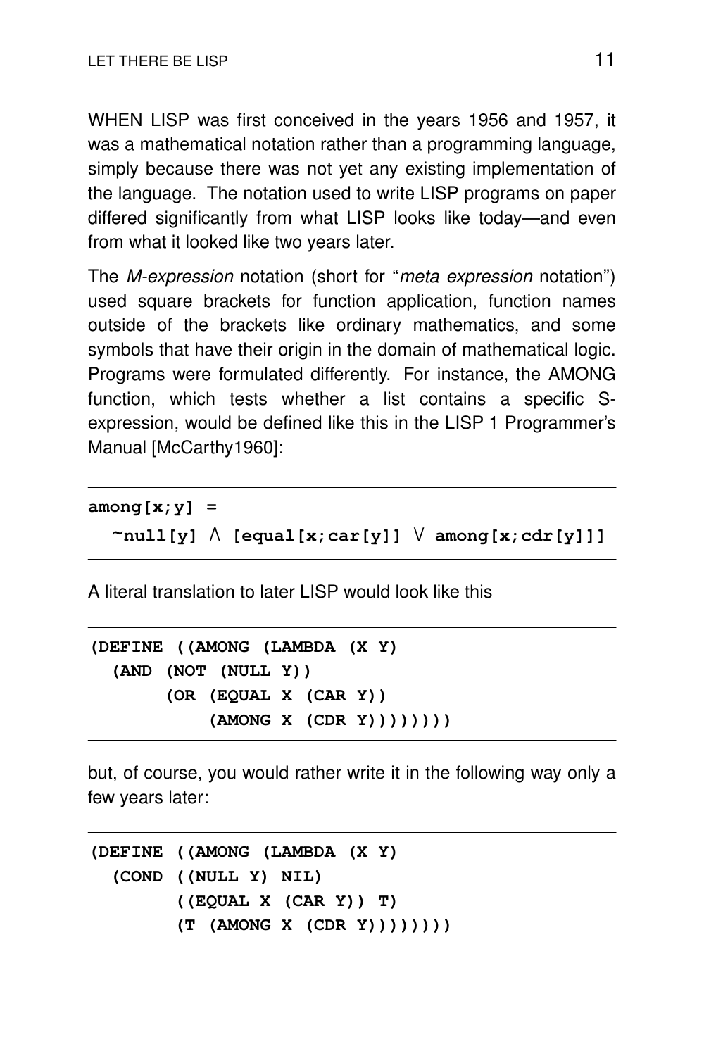WHEN LISP was first conceived in the years 1956 and 1957, it was a mathematical notation rather than a programming language, simply because there was not yet any existing implementation of the language. The notation used to write LISP programs on paper differed significantly from what LISP looks like today—and even from what it looked like two years later.

The *M-expression* notation (short for "*meta expression* notation") used square brackets for function application, function names outside of the brackets like ordinary mathematics, and some symbols that have their origin in the domain of mathematical logic. Programs were formulated differently. For instance, the AMONG function, which tests whether a list contains a specific S-expression, would be defined like this in the LISP 1 Programmer's Manual [McCarthy1960]:

```
among[x;y] =
  ~null[y] ∧ [equal[x;car[y]] ∨ among[x;cdr[y]]]
```

A literal translation to later LISP would look like this

```
(DEFINE ((AMONG (LAMBDA (X Y)
  (AND (NOT (NULL Y))
       (OR (EQUAL X (CAR Y))
           (AMONG X (CDR Y))))))))
```

but, of course, you would rather write it in the following way only a few years later:

```
(DEFINE ((AMONG (LAMBDA (X Y)
  (COND ((NULL Y) NIL)
        ((EQUAL X (CAR Y)) T)
        (T (AMONG X (CDR Y))))))))
```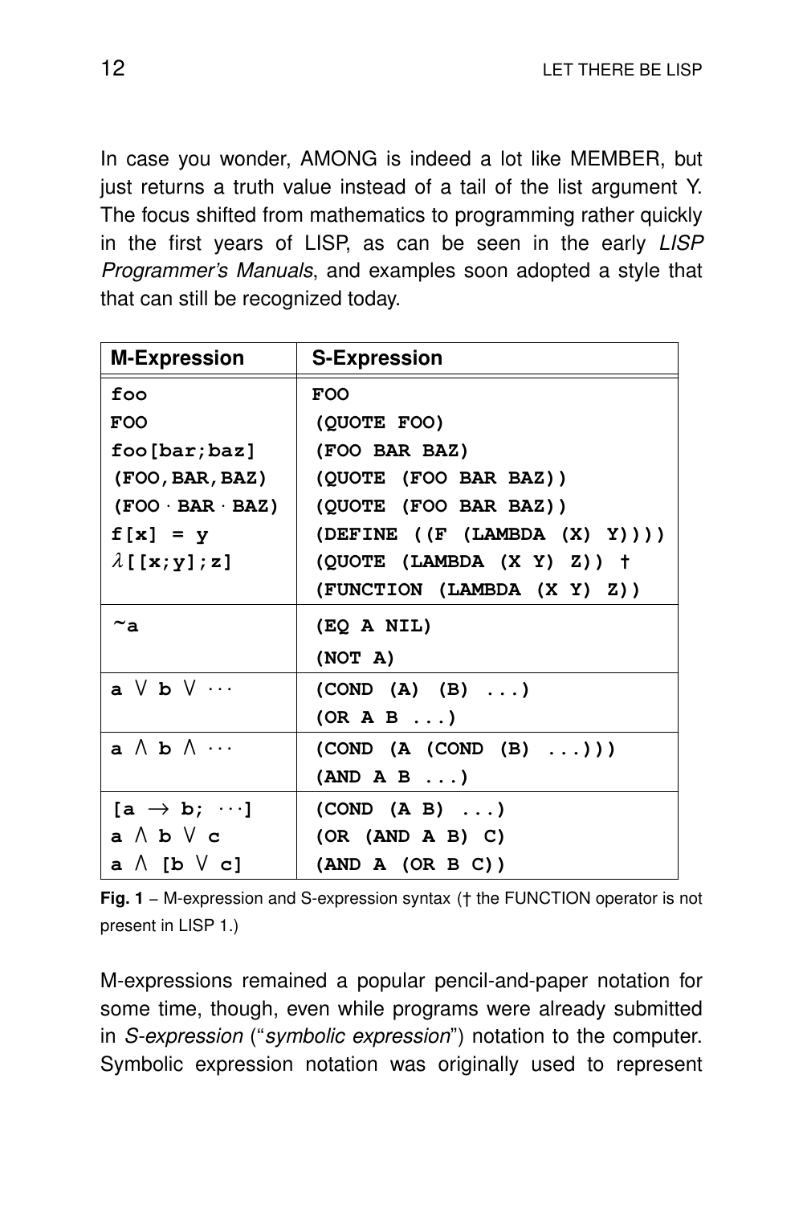In case you wonder, AMONG is indeed a lot like MEMBER, but just returns a truth value instead of a tail of the list argument Y. The focus shifted from mathematics to programming rather quickly in the first years of LISP, as can be seen in the early *LISP Programmer's Manuals*, and examples soon adopted a style that that can still be recognized today.

| M-Expression | S-Expression |
|---|---|
| `foo` | `FOO` |
| `FOO` | `(QUOTE FOO)` |
| `foo[bar;baz]` | `(FOO BAR BAZ)` |
| `(FOO,BAR,BAZ)` | `(QUOTE (FOO BAR BAZ))` |
| `(FOO · BAR · BAZ)` | `(QUOTE (FOO BAR BAZ))` |
| `f[x] = y` | `(DEFINE ((F (LAMBDA (X) Y))))` |
| `λ[[x;y];z]` | `(QUOTE (LAMBDA (X Y) Z))` † |
| | `(FUNCTION (LAMBDA (X Y) Z))` |
| `~a` | `(EQ A NIL)` |
| | `(NOT A)` |
| `a ∨ b ∨ ···` | `(COND (A) (B) ...)` |
| | `(OR A B ...)` |
| `a ∧ b ∧ ···` | `(COND (A (COND (B) ...)))` |
| | `(AND A B ...)` |
| `[a → b; ···]` | `(COND (A B) ...)` |
| `a ∧ b ∨ c` | `(OR (AND A B) C)` |
| `a ∧ [b ∨ c]` | `(AND A (OR B C))` |

**Fig. 1** – M-expression and S-expression syntax († the FUNCTION operator is not present in LISP 1.)

M-expressions remained a popular pencil-and-paper notation for some time, though, even while programs were already submitted in *S-expression* ("*symbolic expression*") notation to the computer. Symbolic expression notation was originally used to represent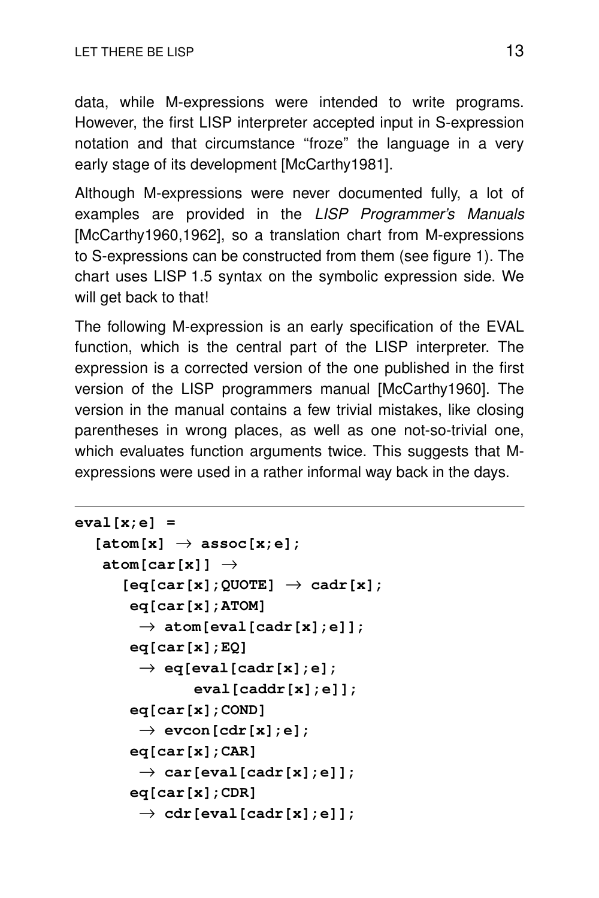data, while M-expressions were intended to write programs. However, the first LISP interpreter accepted input in S-expression notation and that circumstance "froze" the language in a very early stage of its development [McCarthy1981].

Although M-expressions were never documented fully, a lot of examples are provided in the *LISP Programmer's Manuals* [McCarthy1960,1962], so a translation chart from M-expressions to S-expressions can be constructed from them (see figure 1). The chart uses LISP 1.5 syntax on the symbolic expression side. We will get back to that!

The following M-expression is an early specification of the EVAL function, which is the central part of the LISP interpreter. The expression is a corrected version of the one published in the first version of the LISP programmers manual [McCarthy1960]. The version in the manual contains a few trivial mistakes, like closing parentheses in wrong places, as well as one not-so-trivial one, which evaluates function arguments twice. This suggests that M-expressions were used in a rather informal way back in the days.

```
eval[x;e] =
  [atom[x] → assoc[x;e];
   atom[car[x]] →
     [eq[car[x];QUOTE] → cadr[x];
      eq[car[x];ATOM]
       → atom[eval[cadr[x];e]];
      eq[car[x];EQ]
       → eq[eval[cadr[x];e];
            eval[caddr[x];e]];
      eq[car[x];COND]
       → evcon[cdr[x];e];
      eq[car[x];CAR]
       → car[eval[cadr[x];e]];
      eq[car[x];CDR]
       → cdr[eval[cadr[x];e]];
```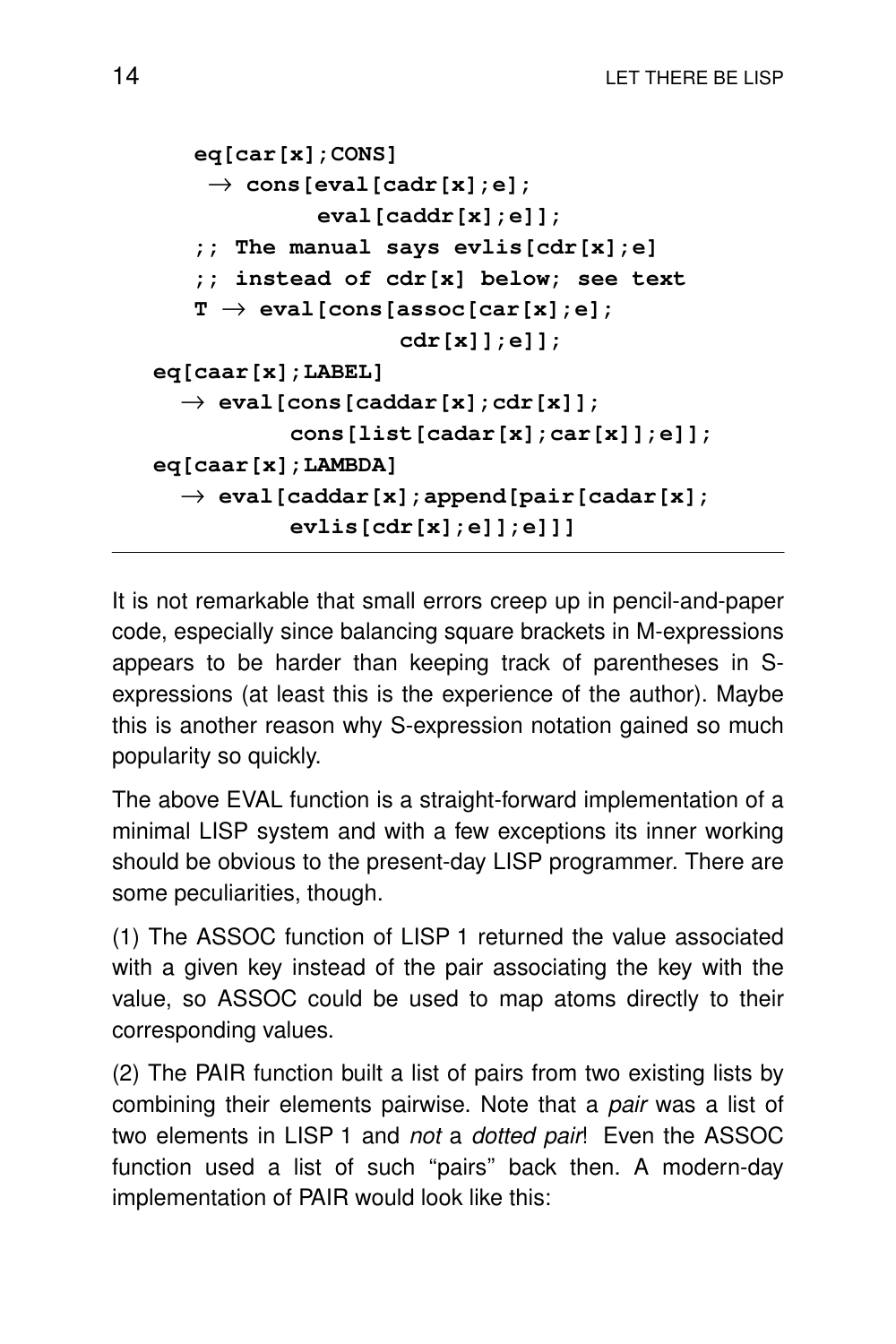```
    eq[car[x];CONS]
     → cons[eval[cadr[x];e];
            eval[caddr[x];e]];
    ;; The manual says evlis[cdr[x];e]
    ;; instead of cdr[x] below; see text
    T → eval[cons[assoc[car[x];e];
                  cdr[x]];e]];
eq[caar[x];LABEL]
  → eval[cons[caddar[x];cdr[x]];
         cons[list[cadar[x];car[x]];e]];
eq[caar[x];LAMBDA]
  → eval[caddar[x];append[pair[cadar[x];
         evlis[cdr[x];e]];e]]]
```

It is not remarkable that small errors creep up in pencil-and-paper code, especially since balancing square brackets in M-expressions appears to be harder than keeping track of parentheses in S-expressions (at least this is the experience of the author). Maybe this is another reason why S-expression notation gained so much popularity so quickly.

The above EVAL function is a straight-forward implementation of a minimal LISP system and with a few exceptions its inner working should be obvious to the present-day LISP programmer. There are some peculiarities, though.

(1) The ASSOC function of LISP 1 returned the value associated with a given key instead of the pair associating the key with the value, so ASSOC could be used to map atoms directly to their corresponding values.

(2) The PAIR function built a list of pairs from two existing lists by combining their elements pairwise. Note that a *pair* was a list of two elements in LISP 1 and *not* a *dotted pair*! Even the ASSOC function used a list of such “pairs” back then. A modern-day implementation of PAIR would look like this: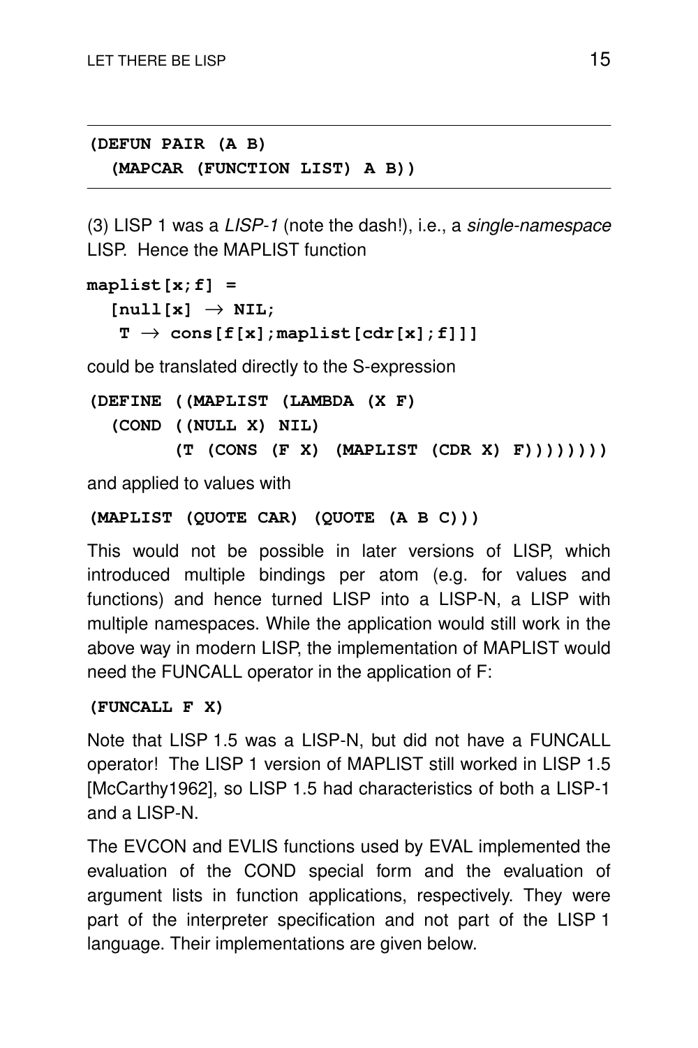```
(DEFUN PAIR (A B)
  (MAPCAR (FUNCTION LIST) A B))
```

(3) LISP 1 was a *LISP-1* (note the dash!), i.e., a *single-namespace* LISP. Hence the MAPLIST function

```
maplist[x;f] =
  [null[x] → NIL;
   T → cons[f[x];maplist[cdr[x];f]]]
```

could be translated directly to the S-expression

```
(DEFINE ((MAPLIST (LAMBDA (X F)
  (COND ((NULL X) NIL)
        (T (CONS (F X) (MAPLIST (CDR X) F))))))))
```

and applied to values with

```
(MAPLIST (QUOTE CAR) (QUOTE (A B C)))
```

This would not be possible in later versions of LISP, which introduced multiple bindings per atom (e.g. for values and functions) and hence turned LISP into a LISP-N, a LISP with multiple namespaces. While the application would still work in the above way in modern LISP, the implementation of MAPLIST would need the FUNCALL operator in the application of F:

```
(FUNCALL F X)
```

Note that LISP 1.5 was a LISP-N, but did not have a FUNCALL operator! The LISP 1 version of MAPLIST still worked in LISP 1.5 [McCarthy1962], so LISP 1.5 had characteristics of both a LISP-1 and a LISP-N.

The EVCON and EVLIS functions used by EVAL implemented the evaluation of the COND special form and the evaluation of argument lists in function applications, respectively. They were part of the interpreter specification and not part of the LISP 1 language. Their implementations are given below.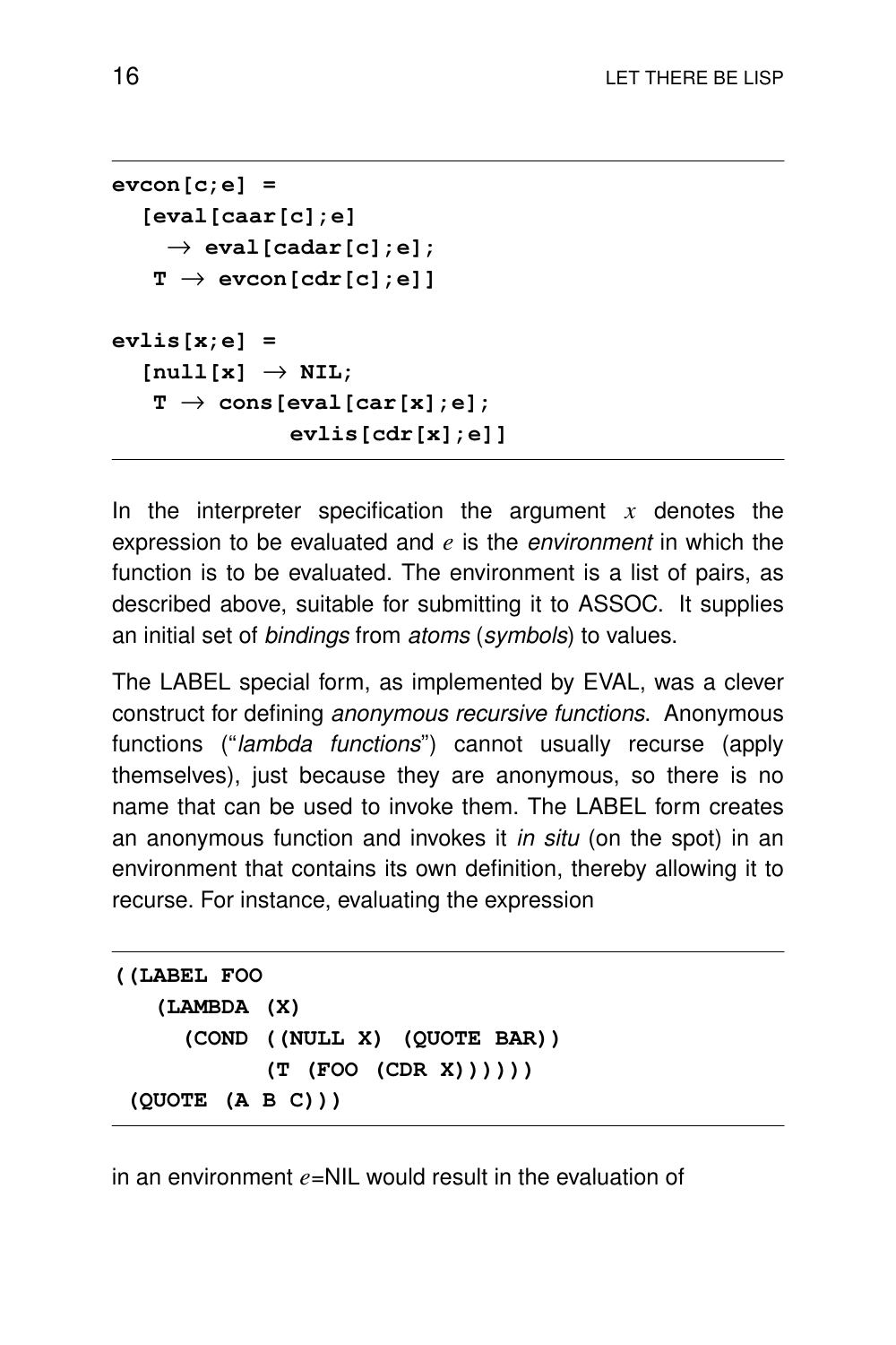```
evcon[c;e] =
  [eval[caar[c];e]
    → eval[cadar[c];e];
   T → evcon[cdr[c];e]]

evlis[x;e] =
  [null[x] → NIL;
   T → cons[eval[car[x];e];
             evlis[cdr[x];e]]
```

In the interpreter specification the argument $x$ denotes the expression to be evaluated and $e$ is the *environment* in which the function is to be evaluated. The environment is a list of pairs, as described above, suitable for submitting it to ASSOC. It supplies an initial set of *bindings* from *atoms* (*symbols*) to values.

The LABEL special form, as implemented by EVAL, was a clever construct for defining *anonymous recursive functions*. Anonymous functions ("*lambda functions*") cannot usually recurse (apply themselves), just because they are anonymous, so there is no name that can be used to invoke them. The LABEL form creates an anonymous function and invokes it *in situ* (on the spot) in an environment that contains its own definition, thereby allowing it to recurse. For instance, evaluating the expression

```
((LABEL FOO
   (LAMBDA (X)
     (COND ((NULL X) (QUOTE BAR))
           (T (FOO (CDR X))))))
 (QUOTE (A B C)))
```

in an environment $e$=NIL would result in the evaluation of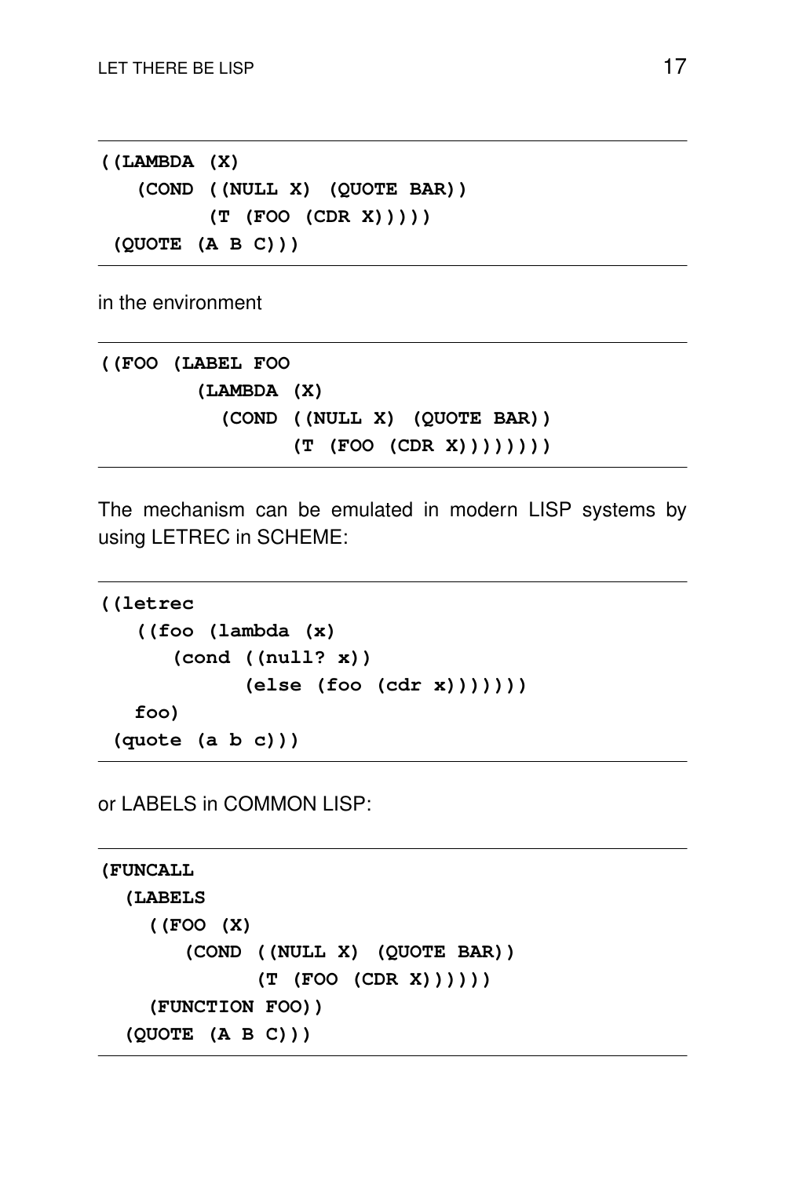```
((LAMBDA (X)
   (COND ((NULL X) (QUOTE BAR))
         (T (FOO (CDR X)))))
 (QUOTE (A B C)))
```

in the environment

```
((FOO (LABEL FOO
        (LAMBDA (X)
          (COND ((NULL X) (QUOTE BAR))
                (T (FOO (CDR X))))))))
```

The mechanism can be emulated in modern LISP systems by using LETREC in SCHEME:

```
((letrec
   ((foo (lambda (x)
      (cond ((null? x))
            (else (foo (cdr x)))))))
   foo)
 (quote (a b c)))
```

or LABELS in COMMON LISP:

```
(FUNCALL
  (LABELS
    ((FOO (X)
       (COND ((NULL X) (QUOTE BAR))
             (T (FOO (CDR X))))))
    (FUNCTION FOO))
  (QUOTE (A B C)))
```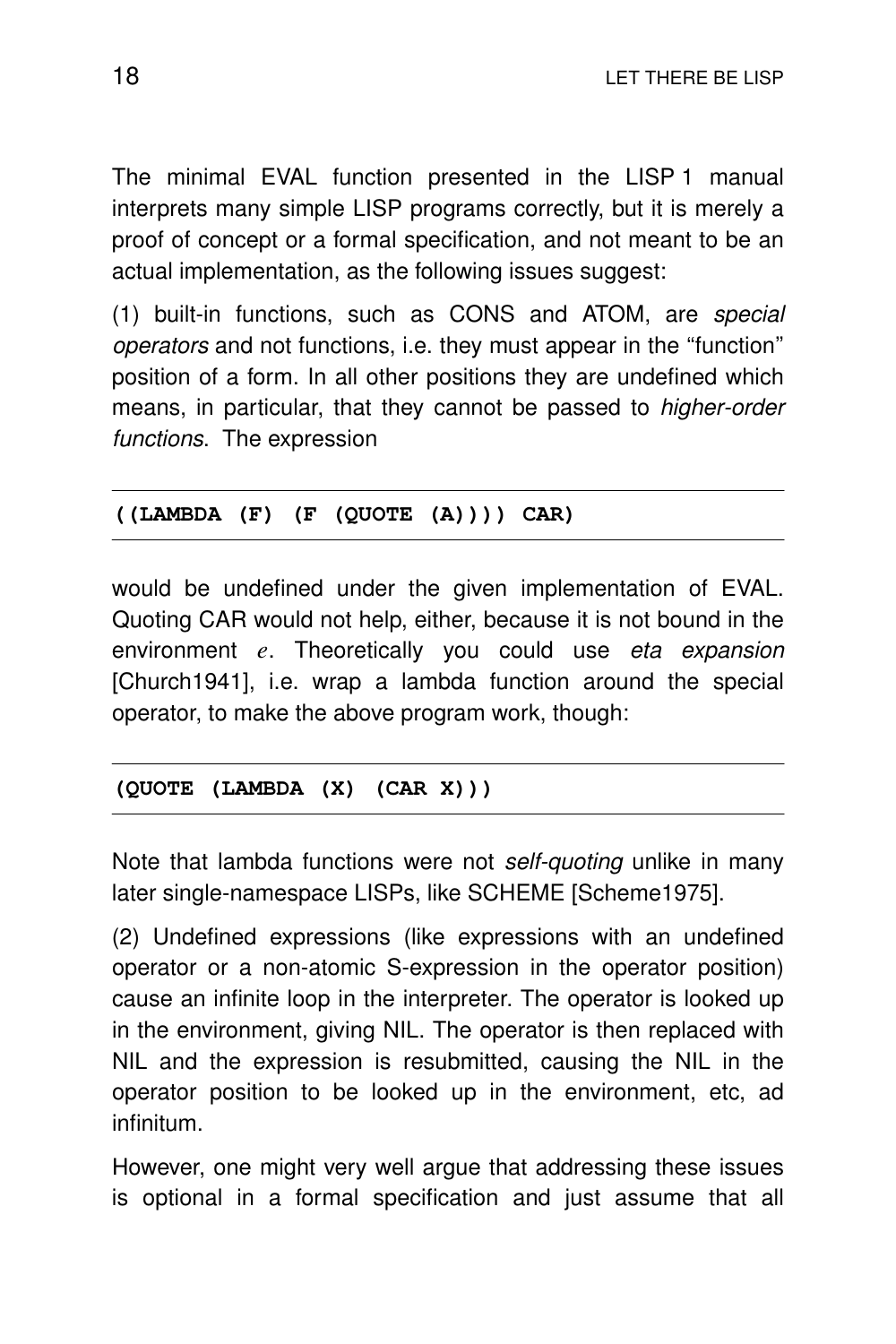The minimal EVAL function presented in the LISP 1 manual interprets many simple LISP programs correctly, but it is merely a proof of concept or a formal specification, and not meant to be an actual implementation, as the following issues suggest:

(1) built-in functions, such as CONS and ATOM, are *special operators* and not functions, i.e. they must appear in the "function" position of a form. In all other positions they are undefined which means, in particular, that they cannot be passed to *higher-order functions*. The expression

```
((LAMBDA (F) (F (QUOTE (A)))) CAR)
```

would be undefined under the given implementation of EVAL. Quoting CAR would not help, either, because it is not bound in the environment $e$. Theoretically you could use *eta expansion* [Church1941], i.e. wrap a lambda function around the special operator, to make the above program work, though:

```
(QUOTE (LAMBDA (X) (CAR X)))
```

Note that lambda functions were not *self-quoting* unlike in many later single-namespace LISPs, like SCHEME [Scheme1975].

(2) Undefined expressions (like expressions with an undefined operator or a non-atomic S-expression in the operator position) cause an infinite loop in the interpreter. The operator is looked up in the environment, giving NIL. The operator is then replaced with NIL and the expression is resubmitted, causing the NIL in the operator position to be looked up in the environment, etc, ad infinitum.

However, one might very well argue that addressing these issues is optional in a formal specification and just assume that all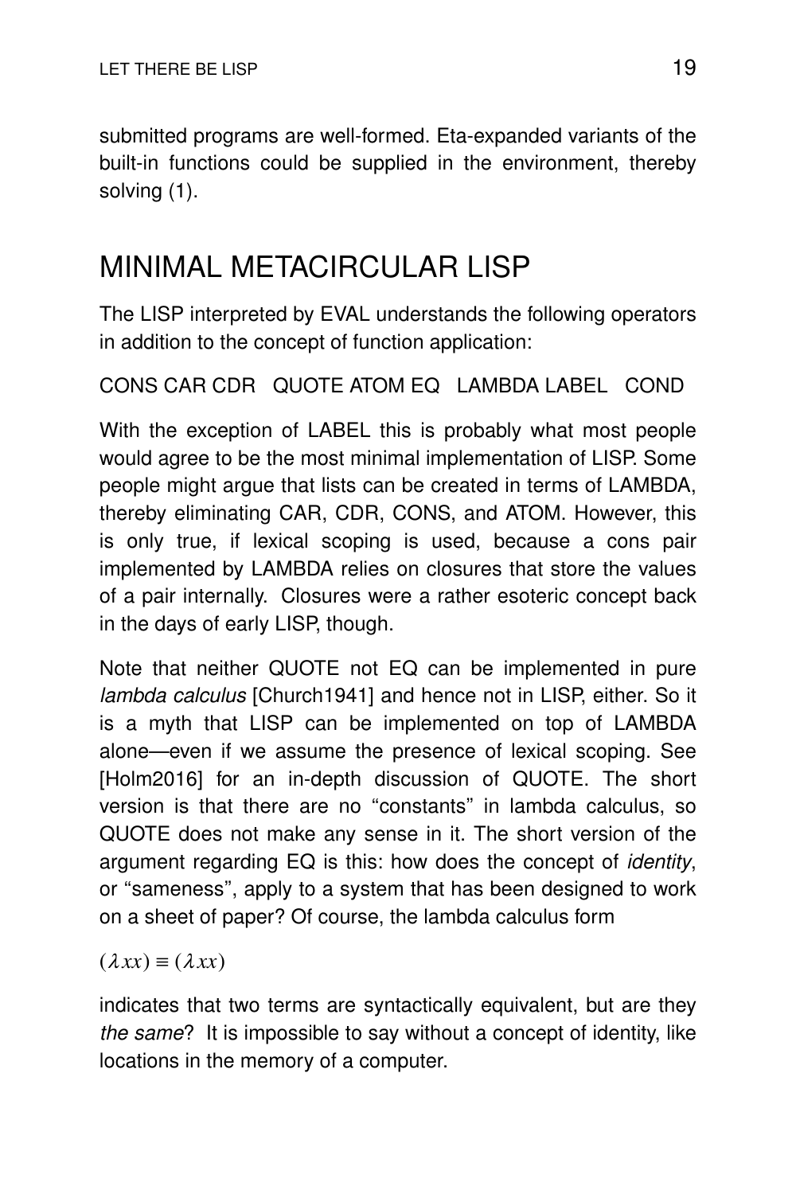submitted programs are well-formed. Eta-expanded variants of the built-in functions could be supplied in the environment, thereby solving (1).

## MINIMAL METACIRCULAR LISP

The LISP interpreted by EVAL understands the following operators in addition to the concept of function application:

CONS CAR CDR   QUOTE ATOM EQ   LAMBDA LABEL   COND

With the exception of LABEL this is probably what most people would agree to be the most minimal implementation of LISP. Some people might argue that lists can be created in terms of LAMBDA, thereby eliminating CAR, CDR, CONS, and ATOM. However, this is only true, if lexical scoping is used, because a cons pair implemented by LAMBDA relies on closures that store the values of a pair internally. Closures were a rather esoteric concept back in the days of early LISP, though.

Note that neither QUOTE not EQ can be implemented in pure *lambda calculus* [Church1941] and hence not in LISP, either. So it is a myth that LISP can be implemented on top of LAMBDA alone—even if we assume the presence of lexical scoping. See [Holm2016] for an in-depth discussion of QUOTE. The short version is that there are no “constants” in lambda calculus, so QUOTE does not make any sense in it. The short version of the argument regarding EQ is this: how does the concept of *identity*, or “sameness”, apply to a system that has been designed to work on a sheet of paper? Of course, the lambda calculus form

$(\lambda xx) \equiv (\lambda xx)$

indicates that two terms are syntactically equivalent, but are they *the same*? It is impossible to say without a concept of identity, like locations in the memory of a computer.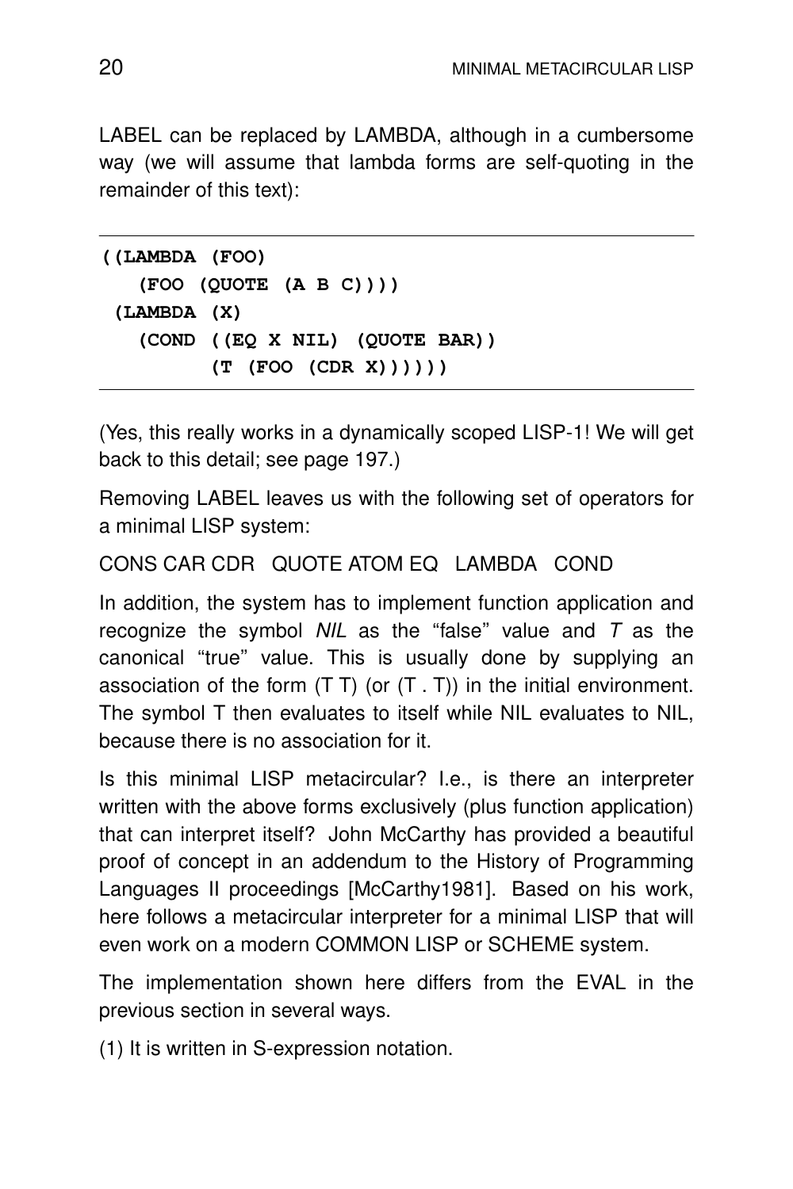LABEL can be replaced by LAMBDA, although in a cumbersome way (we will assume that lambda forms are self-quoting in the remainder of this text):

```
((LAMBDA (FOO)
   (FOO (QUOTE (A B C))))
 (LAMBDA (X)
   (COND ((EQ X NIL) (QUOTE BAR))
         (T (FOO (CDR X))))))
```

(Yes, this really works in a dynamically scoped LISP-1! We will get back to this detail; see page 197.)

Removing LABEL leaves us with the following set of operators for a minimal LISP system:

CONS CAR CDR   QUOTE ATOM EQ   LAMBDA   COND

In addition, the system has to implement function application and recognize the symbol *NIL* as the "false" value and *T* as the canonical "true" value. This is usually done by supplying an association of the form (T T) (or (T . T)) in the initial environment. The symbol T then evaluates to itself while NIL evaluates to NIL, because there is no association for it.

Is this minimal LISP metacircular? I.e., is there an interpreter written with the above forms exclusively (plus function application) that can interpret itself? John McCarthy has provided a beautiful proof of concept in an addendum to the History of Programming Languages II proceedings [McCarthy1981]. Based on his work, here follows a metacircular interpreter for a minimal LISP that will even work on a modern COMMON LISP or SCHEME system.

The implementation shown here differs from the EVAL in the previous section in several ways.

(1) It is written in S-expression notation.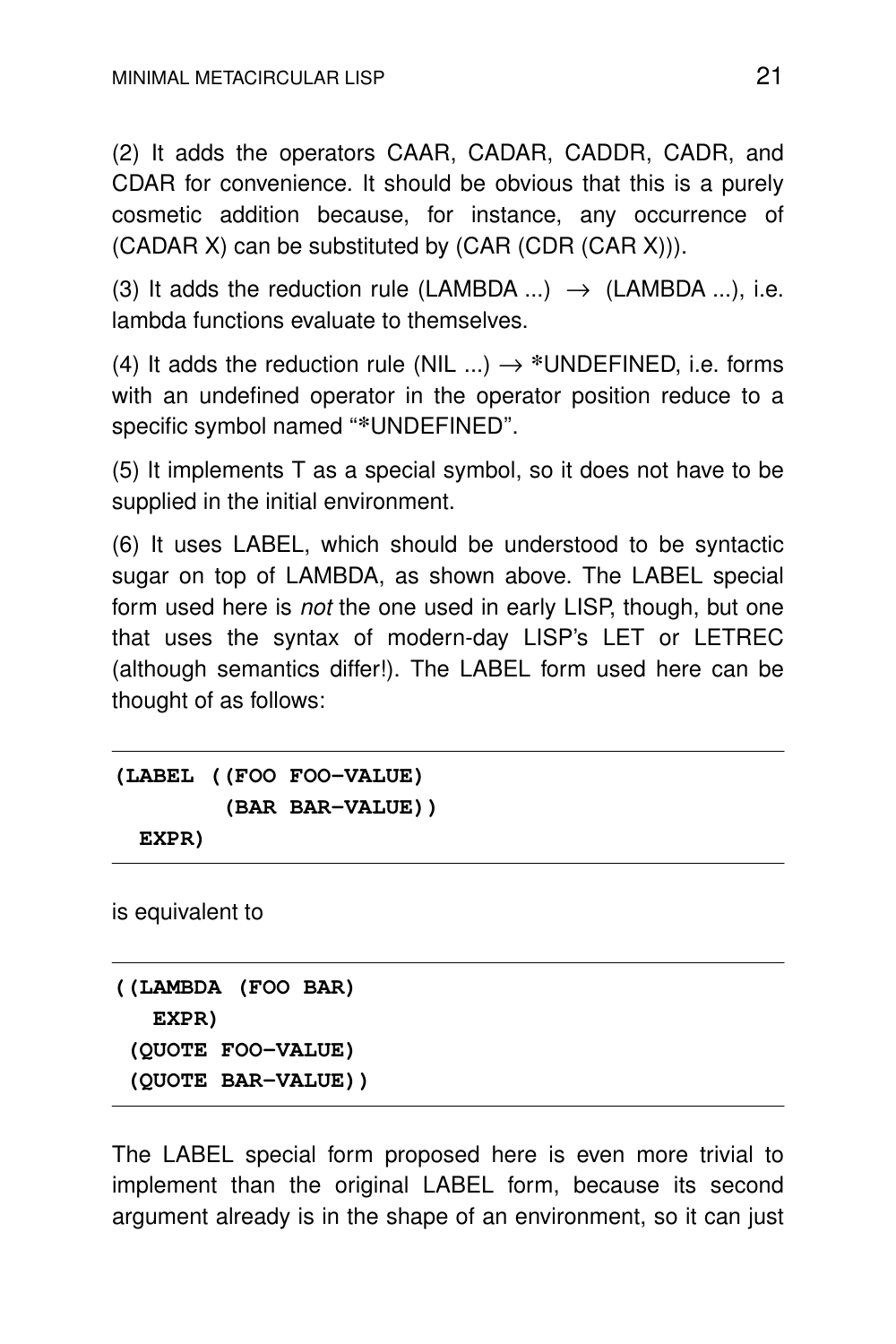(2) It adds the operators CAAR, CADAR, CADDR, CADR, and CDAR for convenience. It should be obvious that this is a purely cosmetic addition because, for instance, any occurrence of (CADAR X) can be substituted by (CAR (CDR (CAR X))).

(3) It adds the reduction rule (LAMBDA ...) → (LAMBDA ...), i.e. lambda functions evaluate to themselves.

(4) It adds the reduction rule (NIL ...) → *UNDEFINED, i.e. forms with an undefined operator in the operator position reduce to a specific symbol named "*UNDEFINED".

(5) It implements T as a special symbol, so it does not have to be supplied in the initial environment.

(6) It uses LABEL, which should be understood to be syntactic sugar on top of LAMBDA, as shown above. The LABEL special form used here is *not* the one used in early LISP, though, but one that uses the syntax of modern-day LISP's LET or LETREC (although semantics differ!). The LABEL form used here can be thought of as follows:

```
(LABEL ((FOO FOO-VALUE)
        (BAR BAR-VALUE))
  EXPR)
```

is equivalent to

```
((LAMBDA (FOO BAR)
   EXPR)
 (QUOTE FOO-VALUE)
 (QUOTE BAR-VALUE))
```

The LABEL special form proposed here is even more trivial to implement than the original LABEL form, because its second argument already is in the shape of an environment, so it can just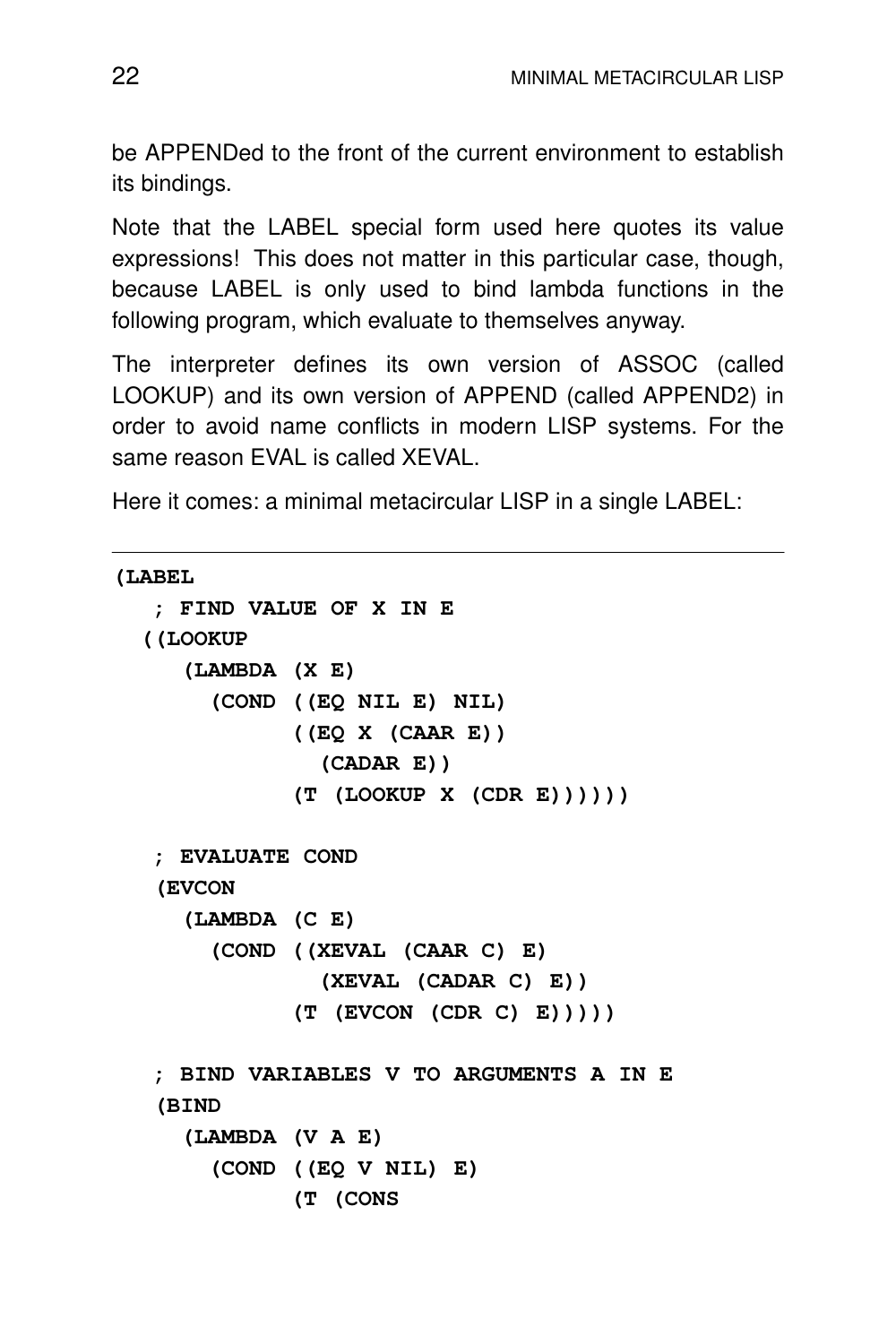be APPENDed to the front of the current environment to establish its bindings.

Note that the LABEL special form used here quotes its value expressions! This does not matter in this particular case, though, because LABEL is only used to bind lambda functions in the following program, which evaluate to themselves anyway.

The interpreter defines its own version of ASSOC (called LOOKUP) and its own version of APPEND (called APPEND2) in order to avoid name conflicts in modern LISP systems. For the same reason EVAL is called XEVAL.

Here it comes: a minimal metacircular LISP in a single LABEL:

---

```
(LABEL
   ; FIND VALUE OF X IN E
  ((LOOKUP
     (LAMBDA (X E)
       (COND ((EQ NIL E) NIL)
             ((EQ X (CAAR E))
               (CADAR E))
             (T (LOOKUP X (CDR E))))))

   ; EVALUATE COND
   (EVCON
     (LAMBDA (C E)
       (COND ((XEVAL (CAAR C) E)
               (XEVAL (CADAR C) E))
             (T (EVCON (CDR C) E)))))

   ; BIND VARIABLES V TO ARGUMENTS A IN E
   (BIND
     (LAMBDA (V A E)
       (COND ((EQ V NIL) E)
             (T (CONS
```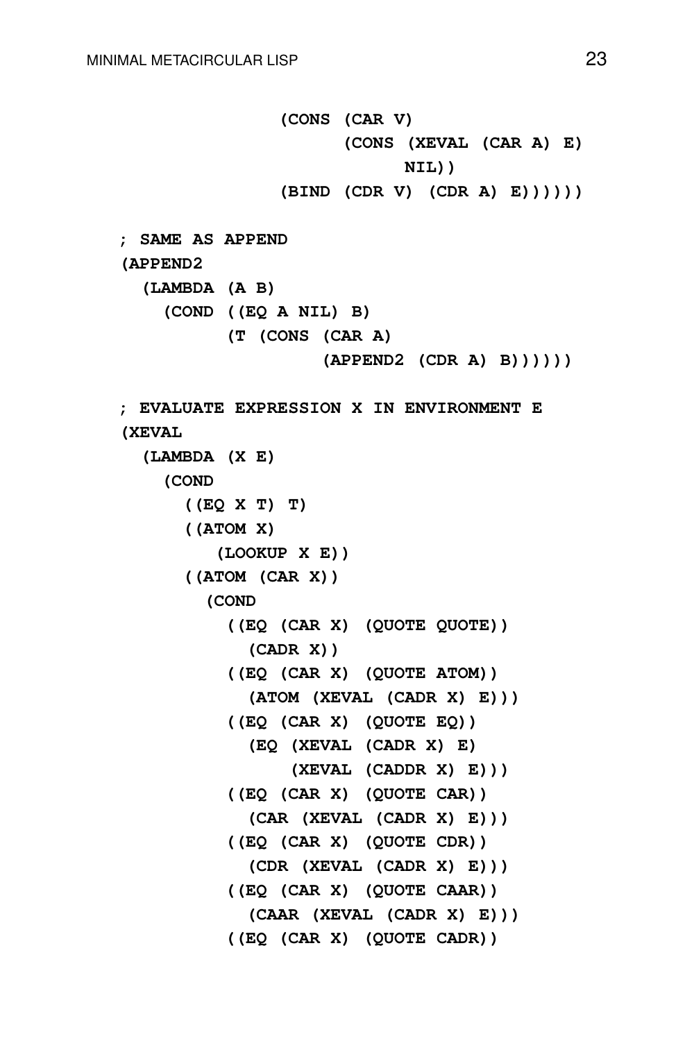```
                (CONS (CAR V)
                      (CONS (XEVAL (CAR A) E)
                            NIL))
                (BIND (CDR V) (CDR A) E))))))

; SAME AS APPEND
(APPEND2
  (LAMBDA (A B)
    (COND ((EQ A NIL) B)
          (T (CONS (CAR A)
                   (APPEND2 (CDR A) B))))))

; EVALUATE EXPRESSION X IN ENVIRONMENT E
(XEVAL
  (LAMBDA (X E)
    (COND
      ((EQ X T) T)
      ((ATOM X)
         (LOOKUP X E))
      ((ATOM (CAR X))
        (COND
          ((EQ (CAR X) (QUOTE QUOTE))
            (CADR X))
          ((EQ (CAR X) (QUOTE ATOM))
            (ATOM (XEVAL (CADR X) E)))
          ((EQ (CAR X) (QUOTE EQ))
            (EQ (XEVAL (CADR X) E)
                (XEVAL (CADDR X) E)))
          ((EQ (CAR X) (QUOTE CAR))
            (CAR (XEVAL (CADR X) E)))
          ((EQ (CAR X) (QUOTE CDR))
            (CDR (XEVAL (CADR X) E)))
          ((EQ (CAR X) (QUOTE CAAR))
            (CAAR (XEVAL (CADR X) E)))
          ((EQ (CAR X) (QUOTE CADR))
```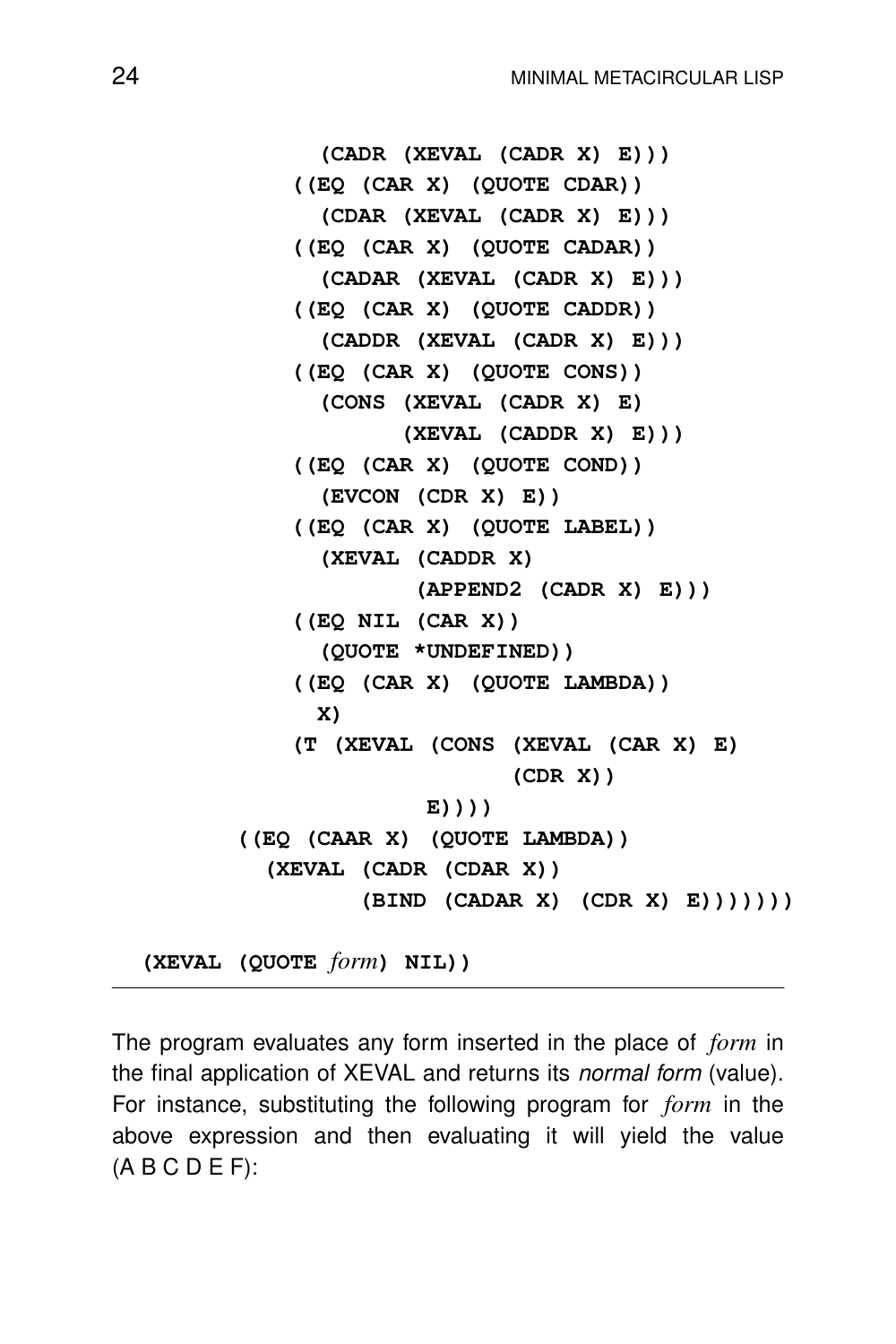```
            (CADR (XEVAL (CADR X) E)))
          ((EQ (CAR X) (QUOTE CDAR))
            (CDAR (XEVAL (CADR X) E)))
          ((EQ (CAR X) (QUOTE CADAR))
            (CADAR (XEVAL (CADR X) E)))
          ((EQ (CAR X) (QUOTE CADDR))
            (CADDR (XEVAL (CADR X) E)))
          ((EQ (CAR X) (QUOTE CONS))
            (CONS (XEVAL (CADR X) E)
                  (XEVAL (CADDR X) E)))
          ((EQ (CAR X) (QUOTE COND))
            (EVCON (CDR X) E))
          ((EQ (CAR X) (QUOTE LABEL))
            (XEVAL (CADDR X)
                   (APPEND2 (CADR X) E)))
          ((EQ NIL (CAR X))
            (QUOTE *UNDEFINED))
          ((EQ (CAR X) (QUOTE LAMBDA))
            X)
          (T (XEVAL (CONS (XEVAL (CAR X) E)
                          (CDR X))
                    E))))
      ((EQ (CAAR X) (QUOTE LAMBDA))
        (XEVAL (CADR (CDAR X))
               (BIND (CADAR X) (CDR X) E)))))))

  (XEVAL (QUOTE form) NIL))
```

---

The program evaluates any form inserted in the place of *form* in the final application of XEVAL and returns its *normal form* (value). For instance, substituting the following program for *form* in the above expression and then evaluating it will yield the value (A B C D E F):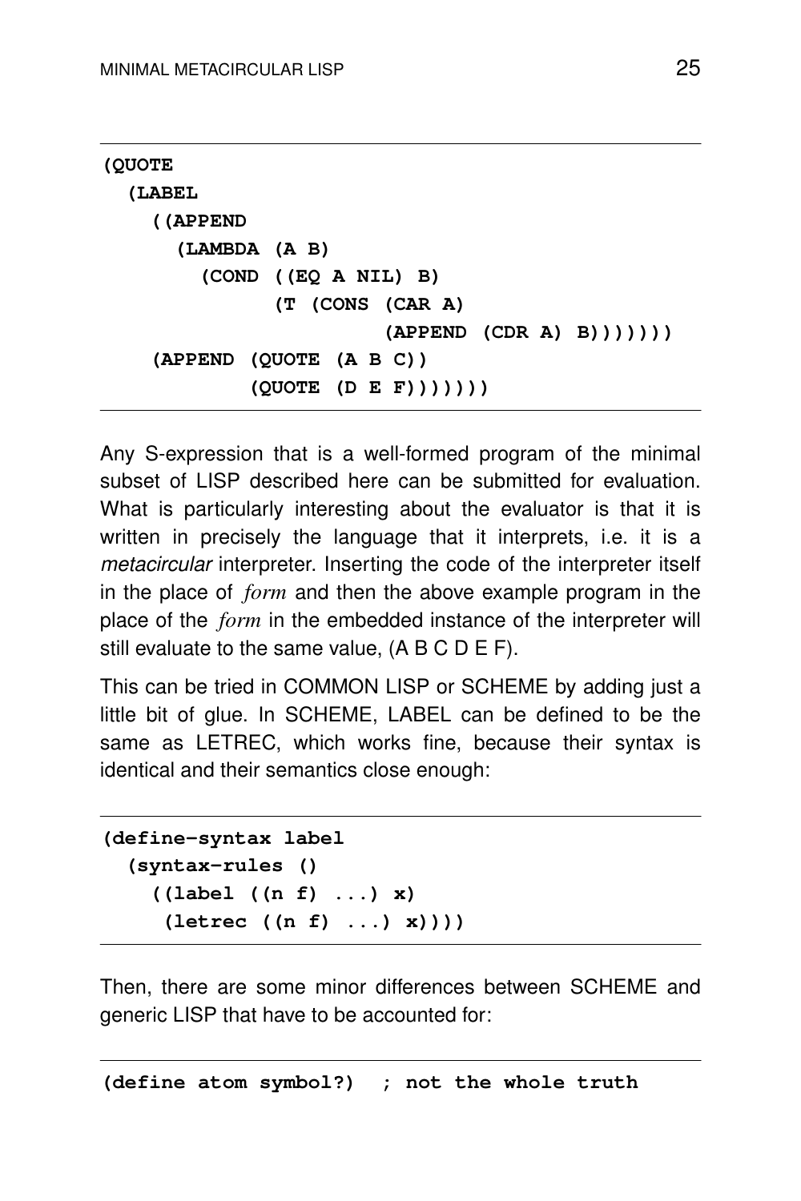```
(QUOTE
  (LABEL
    ((APPEND
      (LAMBDA (A B)
        (COND ((EQ A NIL) B)
              (T (CONS (CAR A)
                       (APPEND (CDR A) B)))))))
    (APPEND (QUOTE (A B C))
            (QUOTE (D E F))))))
```

Any S-expression that is a well-formed program of the minimal subset of LISP described here can be submitted for evaluation. What is particularly interesting about the evaluator is that it is written in precisely the language that it interprets, i.e. it is a *metacircular* interpreter. Inserting the code of the interpreter itself in the place of *form* and then the above example program in the place of the *form* in the embedded instance of the interpreter will still evaluate to the same value, (A B C D E F).

This can be tried in COMMON LISP or SCHEME by adding just a little bit of glue. In SCHEME, LABEL can be defined to be the same as LETREC, which works fine, because their syntax is identical and their semantics close enough:

```
(define-syntax label
  (syntax-rules ()
    ((label ((n f) ...) x)
     (letrec ((n f) ...) x))))
```

Then, there are some minor differences between SCHEME and generic LISP that have to be accounted for:

```
(define atom symbol?)  ; not the whole truth
```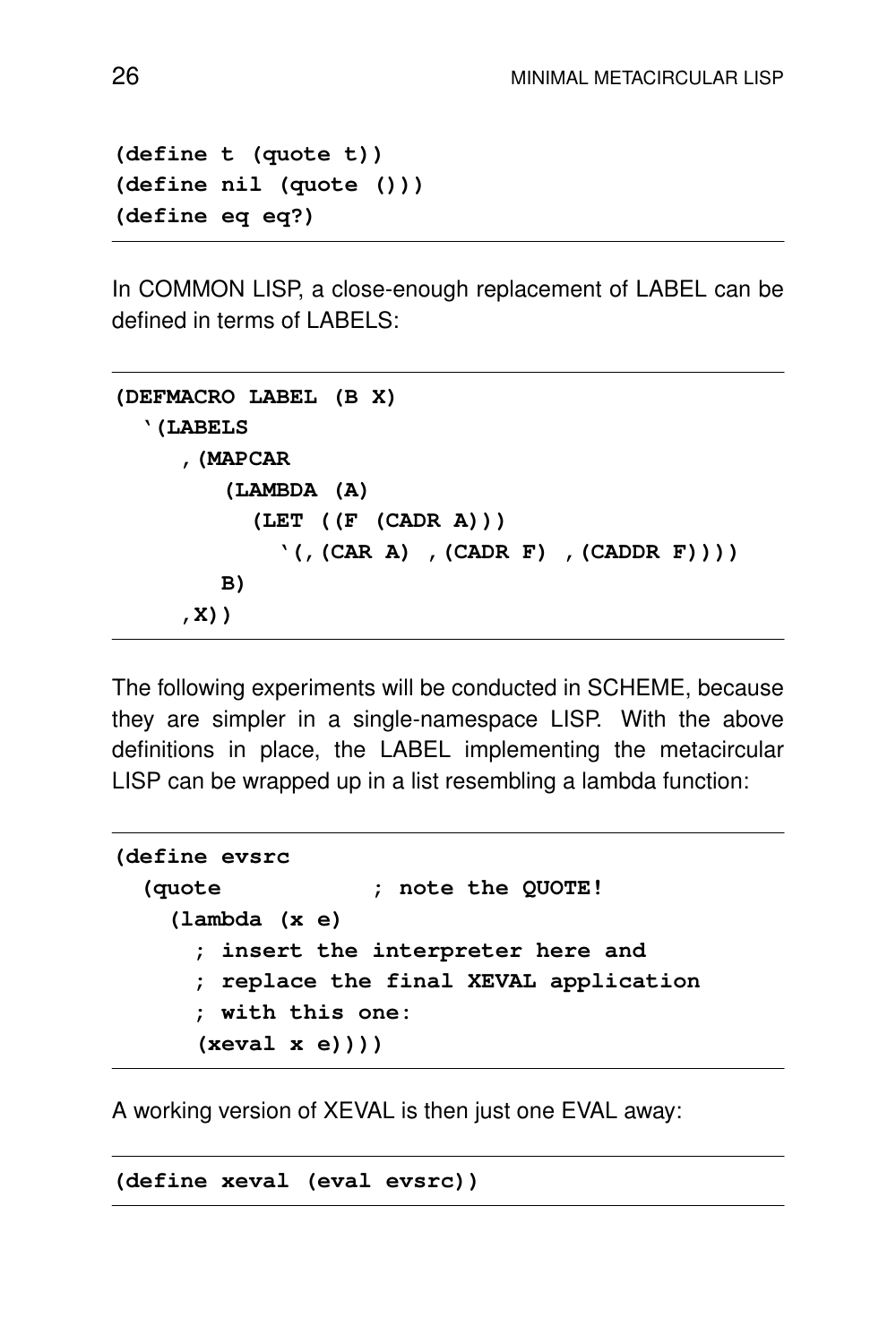```
(define t (quote t))
(define nil (quote ()))
(define eq eq?)
```

In COMMON LISP, a close-enough replacement of LABEL can be defined in terms of LABELS:

```
(DEFMACRO LABEL (B X)
  `(LABELS
     ,(MAPCAR
        (LAMBDA (A)
          (LET ((F (CADR A)))
            `(,(CAR A) ,(CADR F) ,(CADDR F))))
        B)
     ,X))
```

The following experiments will be conducted in SCHEME, because they are simpler in a single-namespace LISP. With the above definitions in place, the LABEL implementing the metacircular LISP can be wrapped up in a list resembling a lambda function:

```
(define evsrc
  (quote           ; note the QUOTE!
    (lambda (x e)
      ; insert the interpreter here and
      ; replace the final XEVAL application
      ; with this one:
      (xeval x e))))
```

A working version of XEVAL is then just one EVAL away:

```
(define xeval (eval evsrc))
```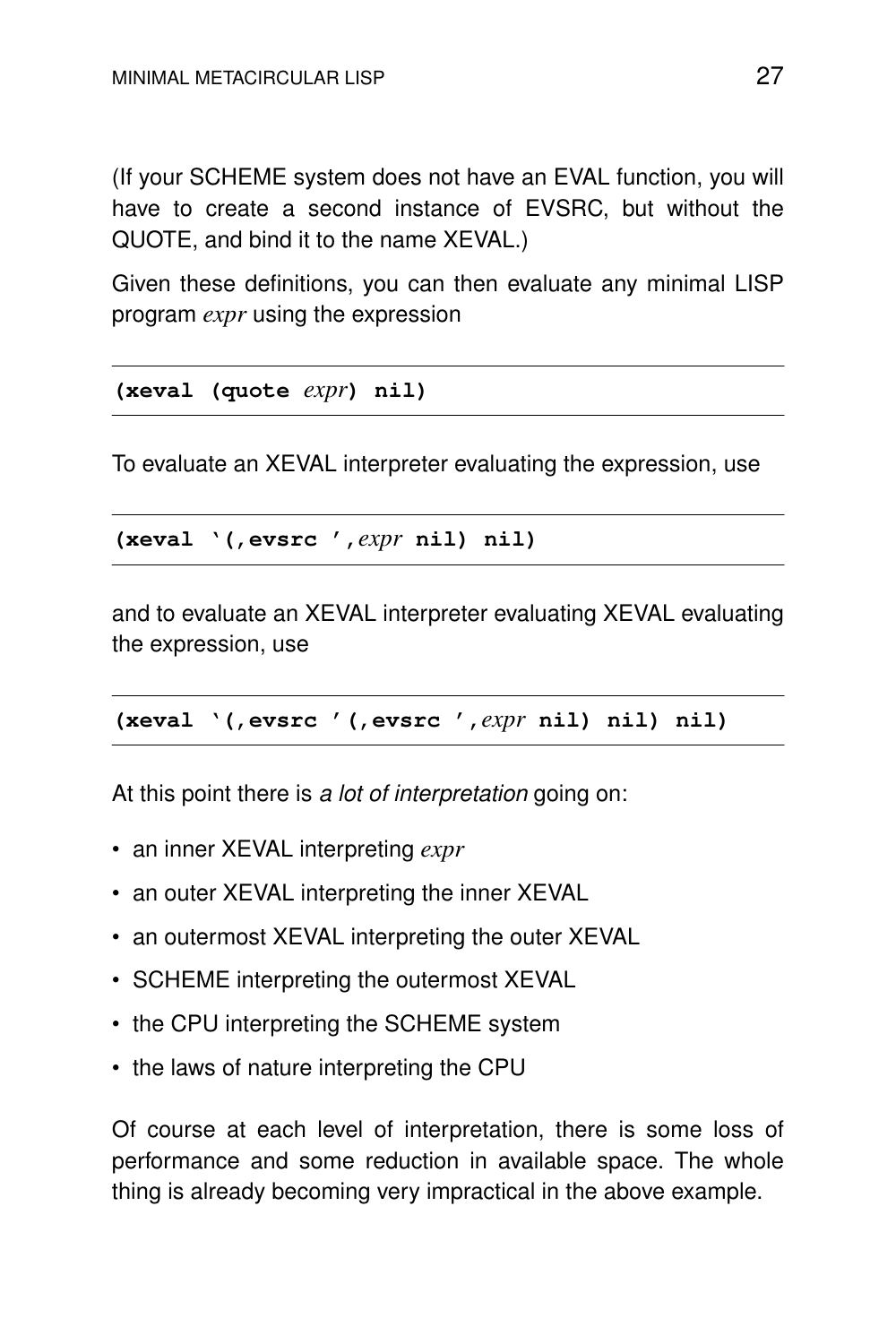(If your SCHEME system does not have an EVAL function, you will have to create a second instance of EVSRC, but without the QUOTE, and bind it to the name XEVAL.)

Given these definitions, you can then evaluate any minimal LISP program *expr* using the expression

```
(xeval (quote expr) nil)
```

To evaluate an XEVAL interpreter evaluating the expression, use

```
(xeval `(,evsrc ',expr nil) nil)
```

and to evaluate an XEVAL interpreter evaluating XEVAL evaluating the expression, use

```
(xeval `(,evsrc '(,evsrc ',expr nil) nil) nil)
```

At this point there is *a lot of interpretation* going on:

- an inner XEVAL interpreting *expr*
- an outer XEVAL interpreting the inner XEVAL
- an outermost XEVAL interpreting the outer XEVAL
- SCHEME interpreting the outermost XEVAL
- the CPU interpreting the SCHEME system
- the laws of nature interpreting the CPU

Of course at each level of interpretation, there is some loss of performance and some reduction in available space. The whole thing is already becoming very impractical in the above example.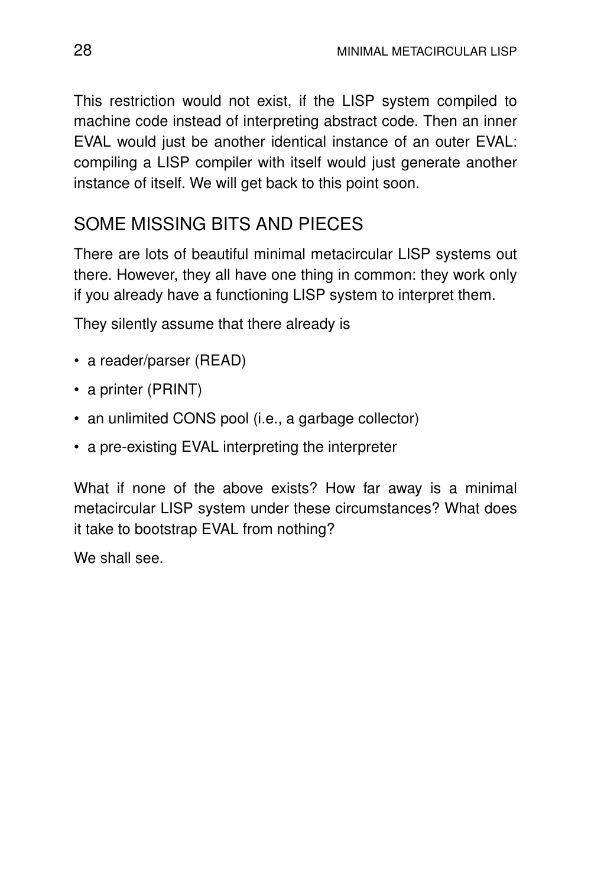This restriction would not exist, if the LISP system compiled to machine code instead of interpreting abstract code. Then an inner EVAL would just be another identical instance of an outer EVAL: compiling a LISP compiler with itself would just generate another instance of itself. We will get back to this point soon.

## SOME MISSING BITS AND PIECES

There are lots of beautiful minimal metacircular LISP systems out there. However, they all have one thing in common: they work only if you already have a functioning LISP system to interpret them.

They silently assume that there already is

- a reader/parser (READ)
- a printer (PRINT)
- an unlimited CONS pool (i.e., a garbage collector)
- a pre-existing EVAL interpreting the interpreter

What if none of the above exists? How far away is a minimal metacircular LISP system under these circumstances? What does it take to bootstrap EVAL from nothing?

We shall see.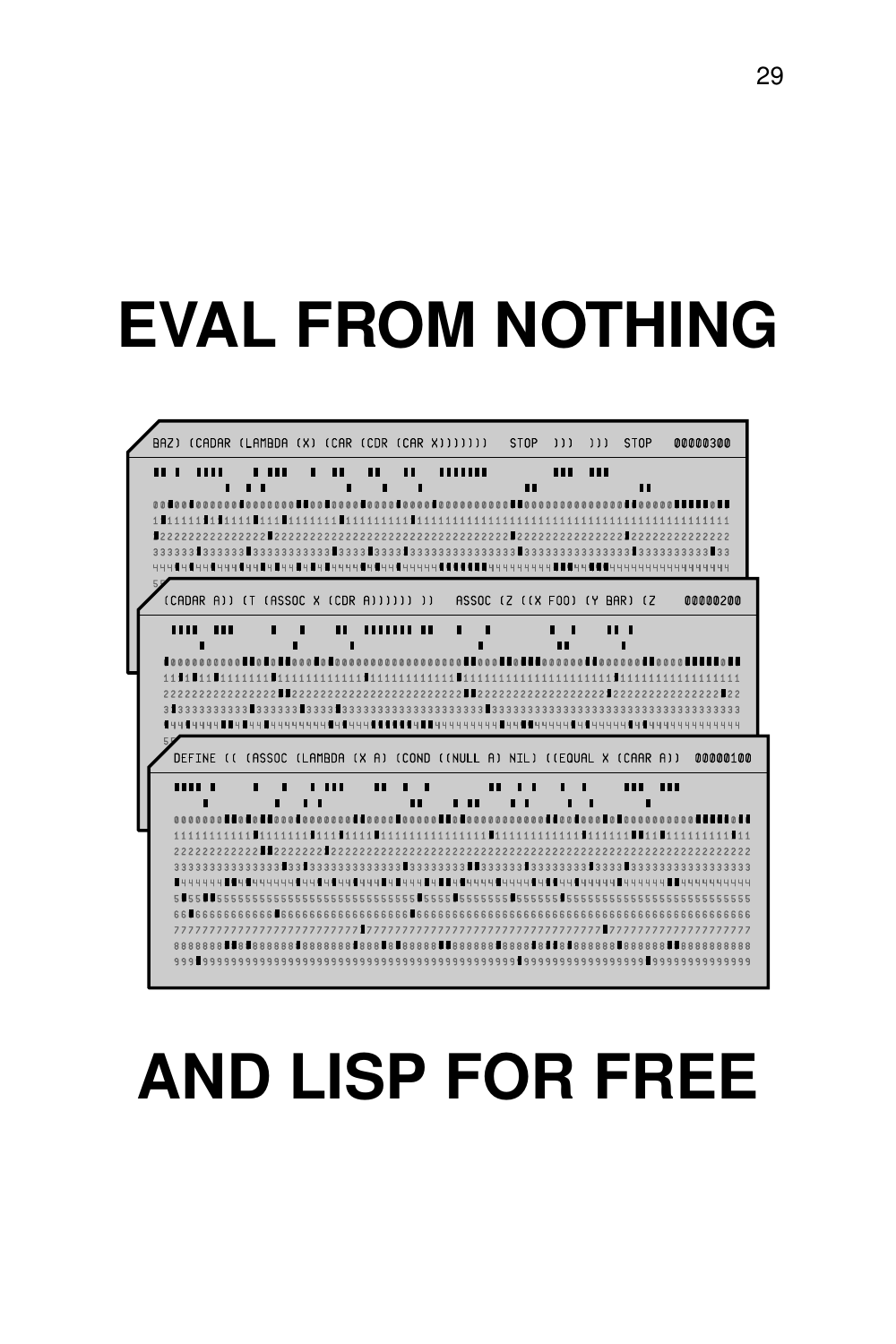# EVAL FROM NOTHING

# AND LISP FOR FREE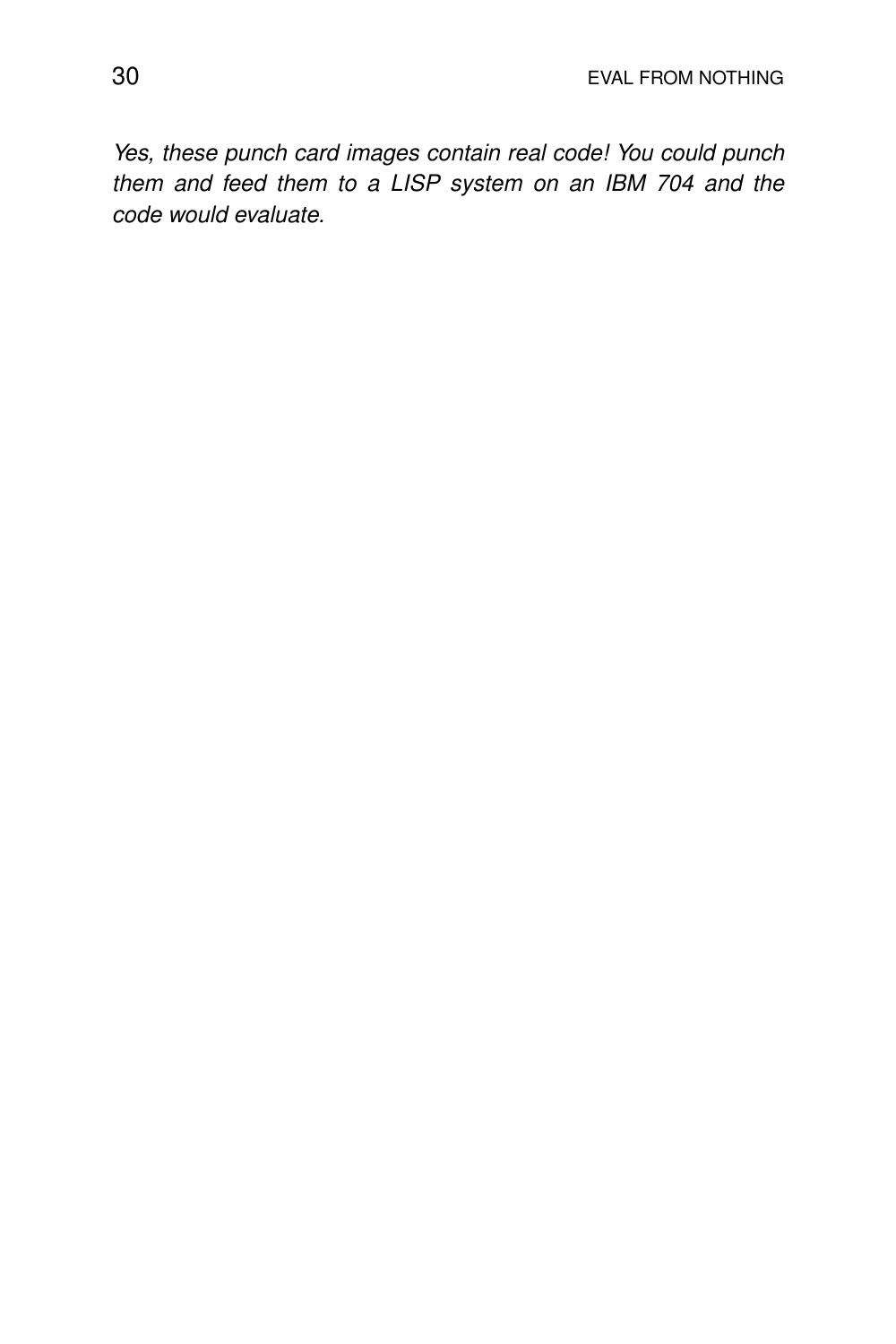*Yes, these punch card images contain real code! You could punch them and feed them to a LISP system on an IBM 704 and the code would evaluate.*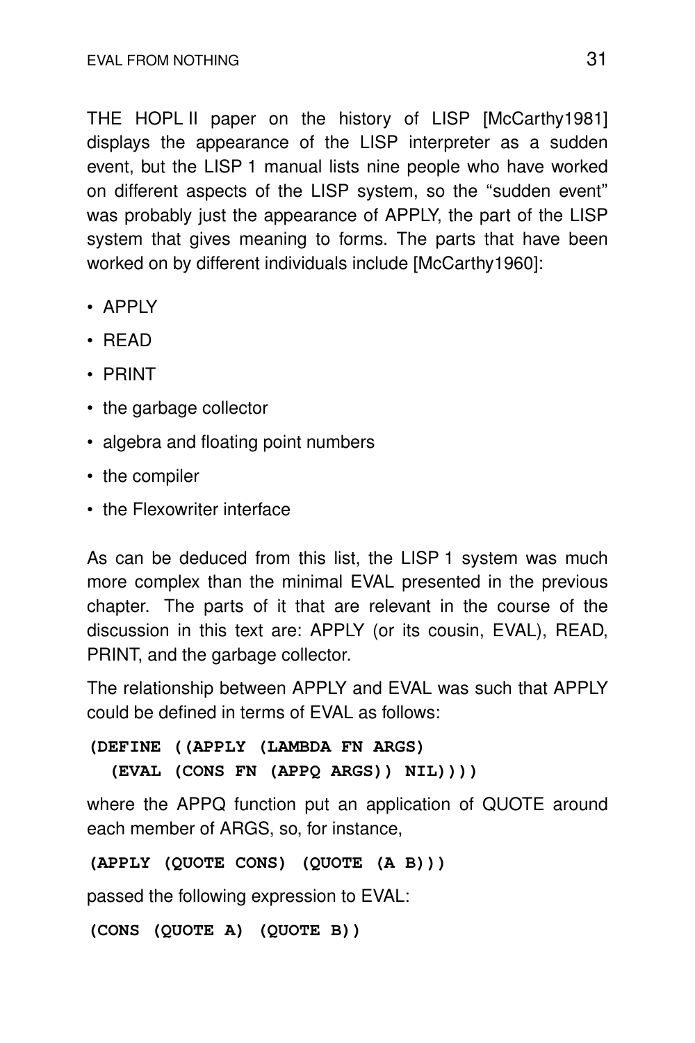THE HOPL II paper on the history of LISP [McCarthy1981] displays the appearance of the LISP interpreter as a sudden event, but the LISP 1 manual lists nine people who have worked on different aspects of the LISP system, so the "sudden event" was probably just the appearance of APPLY, the part of the LISP system that gives meaning to forms. The parts that have been worked on by different individuals include [McCarthy1960]:

- APPLY
- READ
- PRINT
- the garbage collector
- algebra and floating point numbers
- the compiler
- the Flexowriter interface

As can be deduced from this list, the LISP 1 system was much more complex than the minimal EVAL presented in the previous chapter. The parts of it that are relevant in the course of the discussion in this text are: APPLY (or its cousin, EVAL), READ, PRINT, and the garbage collector.

The relationship between APPLY and EVAL was such that APPLY could be defined in terms of EVAL as follows:

```
(DEFINE ((APPLY (LAMBDA FN ARGS)
  (EVAL (CONS FN (APPQ ARGS)) NIL))))
```

where the APPQ function put an application of QUOTE around each member of ARGS, so, for instance,

```
(APPLY (QUOTE CONS) (QUOTE (A B)))
```

passed the following expression to EVAL:

```
(CONS (QUOTE A) (QUOTE B))
```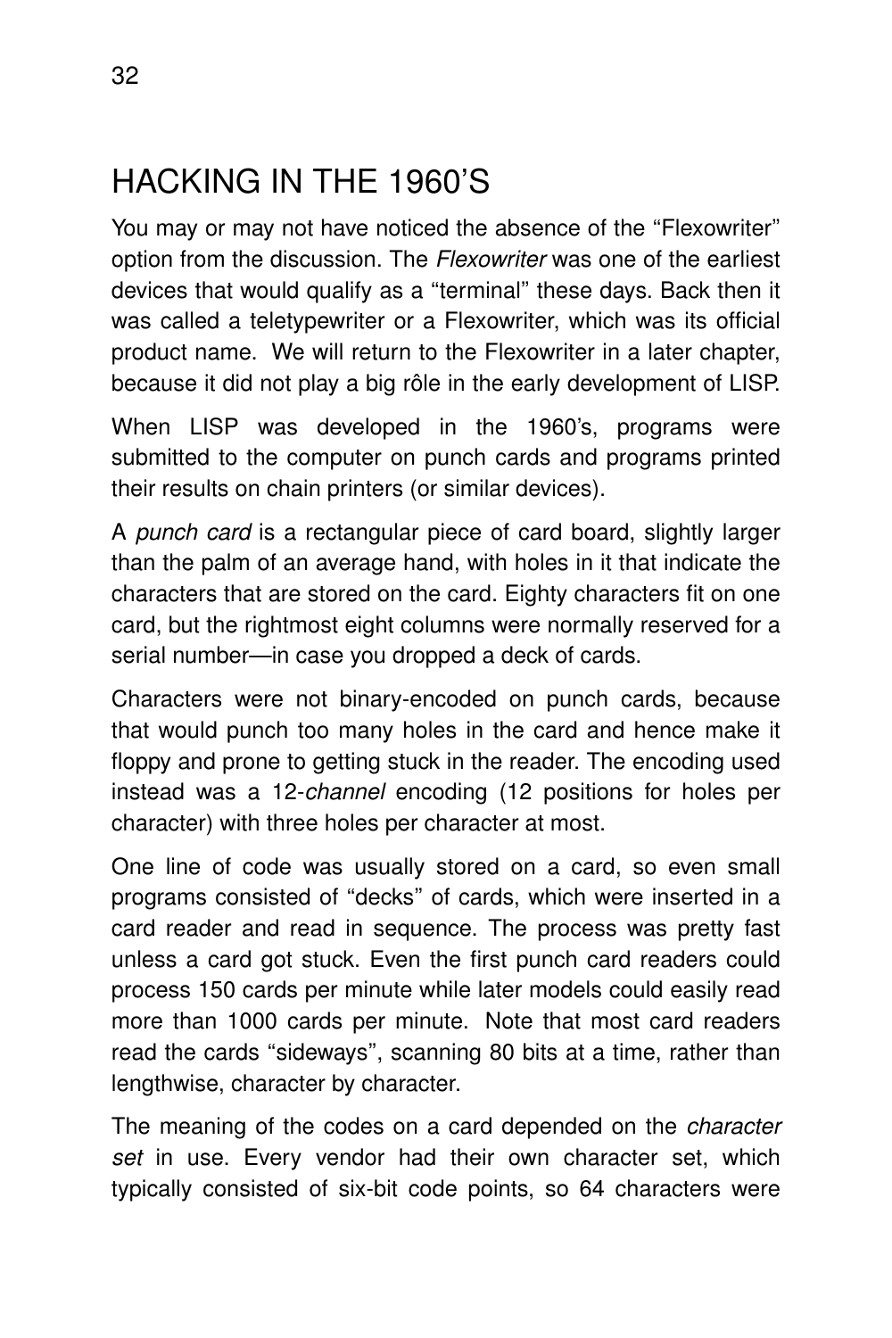## HACKING IN THE 1960'S

You may or may not have noticed the absence of the "Flexowriter" option from the discussion. The *Flexowriter* was one of the earliest devices that would qualify as a "terminal" these days. Back then it was called a teletypewriter or a Flexowriter, which was its official product name. We will return to the Flexowriter in a later chapter, because it did not play a big rôle in the early development of LISP.

When LISP was developed in the 1960's, programs were submitted to the computer on punch cards and programs printed their results on chain printers (or similar devices).

A *punch card* is a rectangular piece of card board, slightly larger than the palm of an average hand, with holes in it that indicate the characters that are stored on the card. Eighty characters fit on one card, but the rightmost eight columns were normally reserved for a serial number—in case you dropped a deck of cards.

Characters were not binary-encoded on punch cards, because that would punch too many holes in the card and hence make it floppy and prone to getting stuck in the reader. The encoding used instead was a 12-*channel* encoding (12 positions for holes per character) with three holes per character at most.

One line of code was usually stored on a card, so even small programs consisted of "decks" of cards, which were inserted in a card reader and read in sequence. The process was pretty fast unless a card got stuck. Even the first punch card readers could process 150 cards per minute while later models could easily read more than 1000 cards per minute. Note that most card readers read the cards "sideways", scanning 80 bits at a time, rather than lengthwise, character by character.

The meaning of the codes on a card depended on the *character set* in use. Every vendor had their own character set, which typically consisted of six-bit code points, so 64 characters were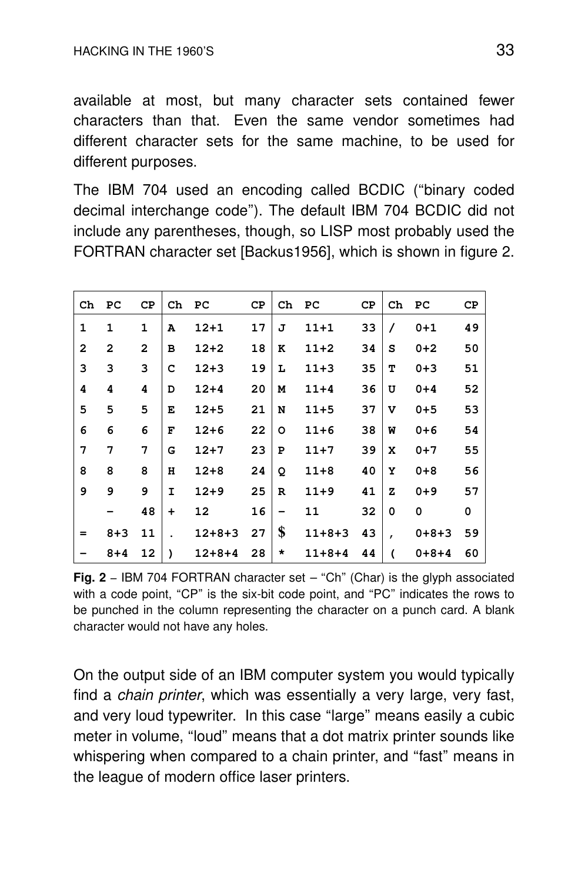available at most, but many character sets contained fewer characters than that. Even the same vendor sometimes had different character sets for the same machine, to be used for different purposes.

The IBM 704 used an encoding called BCDIC ("binary coded decimal interchange code"). The default IBM 704 BCDIC did not include any parentheses, though, so LISP most probably used the FORTRAN character set [Backus1956], which is shown in figure 2.

| Ch | PC | CP | Ch | PC | CP | Ch | PC | CP | Ch | PC | CP |
|---|---|---|---|---|---|---|---|---|---|---|---|
| 1 | 1 | 1 | A | 12+1 | 17 | J | 11+1 | 33 | / | 0+1 | 49 |
| 2 | 2 | 2 | B | 12+2 | 18 | K | 11+2 | 34 | S | 0+2 | 50 |
| 3 | 3 | 3 | C | 12+3 | 19 | L | 11+3 | 35 | T | 0+3 | 51 |
| 4 | 4 | 4 | D | 12+4 | 20 | M | 11+4 | 36 | U | 0+4 | 52 |
| 5 | 5 | 5 | E | 12+5 | 21 | N | 11+5 | 37 | V | 0+5 | 53 |
| 6 | 6 | 6 | F | 12+6 | 22 | O | 11+6 | 38 | W | 0+6 | 54 |
| 7 | 7 | 7 | G | 12+7 | 23 | P | 11+7 | 39 | X | 0+7 | 55 |
| 8 | 8 | 8 | H | 12+8 | 24 | Q | 11+8 | 40 | Y | 0+8 | 56 |
| 9 | 9 | 9 | I | 12+9 | 25 | R | 11+9 | 41 | Z | 0+9 | 57 |
| | – | 48 | + | 12 | 16 | – | 11 | 32 | 0 | 0 | 0 |
| = | 8+3 | 11 | . | 12+8+3 | 27 | $ | 11+8+3 | 43 | , | 0+8+3 | 59 |
| – | 8+4 | 12 | ) | 12+8+4 | 28 | * | 11+8+4 | 44 | ( | 0+8+4 | 60 |

**Fig. 2** – IBM 704 FORTRAN character set – "Ch" (Char) is the glyph associated with a code point, "CP" is the six-bit code point, and "PC" indicates the rows to be punched in the column representing the character on a punch card. A blank character would not have any holes.

On the output side of an IBM computer system you would typically find a *chain printer*, which was essentially a very large, very fast, and very loud typewriter. In this case "large" means easily a cubic meter in volume, "loud" means that a dot matrix printer sounds like whispering when compared to a chain printer, and "fast" means in the league of modern office laser printers.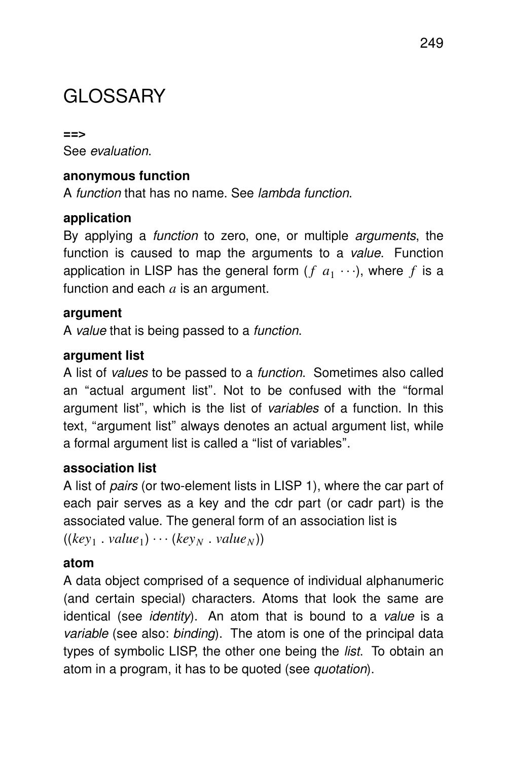# GLOSSARY

**==>**

See *evaluation*.

**anonymous function**

A *function* that has no name. See *lambda function*.

**application**

By applying a *function* to zero, one, or multiple *arguments*, the function is caused to map the arguments to a *value*. Function application in LISP has the general form $(f\ a_1\ \cdots)$, where $f$ is a function and each $a$ is an argument.

**argument**

A *value* that is being passed to a *function*.

**argument list**

A list of *values* to be passed to a *function*. Sometimes also called an "actual argument list". Not to be confused with the "formal argument list", which is the list of *variables* of a function. In this text, "argument list" always denotes an actual argument list, while a formal argument list is called a "list of variables".

**association list**

A list of *pairs* (or two-element lists in LISP 1), where the car part of each pair serves as a key and the cdr part (or cadr part) is the associated value. The general form of an association list is

$((key_1\ .\ value_1)\ \cdots\ (key_N\ .\ value_N))$

**atom**

A data object comprised of a sequence of individual alphanumeric (and certain special) characters. Atoms that look the same are identical (see *identity*). An atom that is bound to a *value* is a *variable* (see also: *binding*). The atom is one of the principal data types of symbolic LISP, the other one being the *list*. To obtain an atom in a program, it has to be quoted (see *quotation*).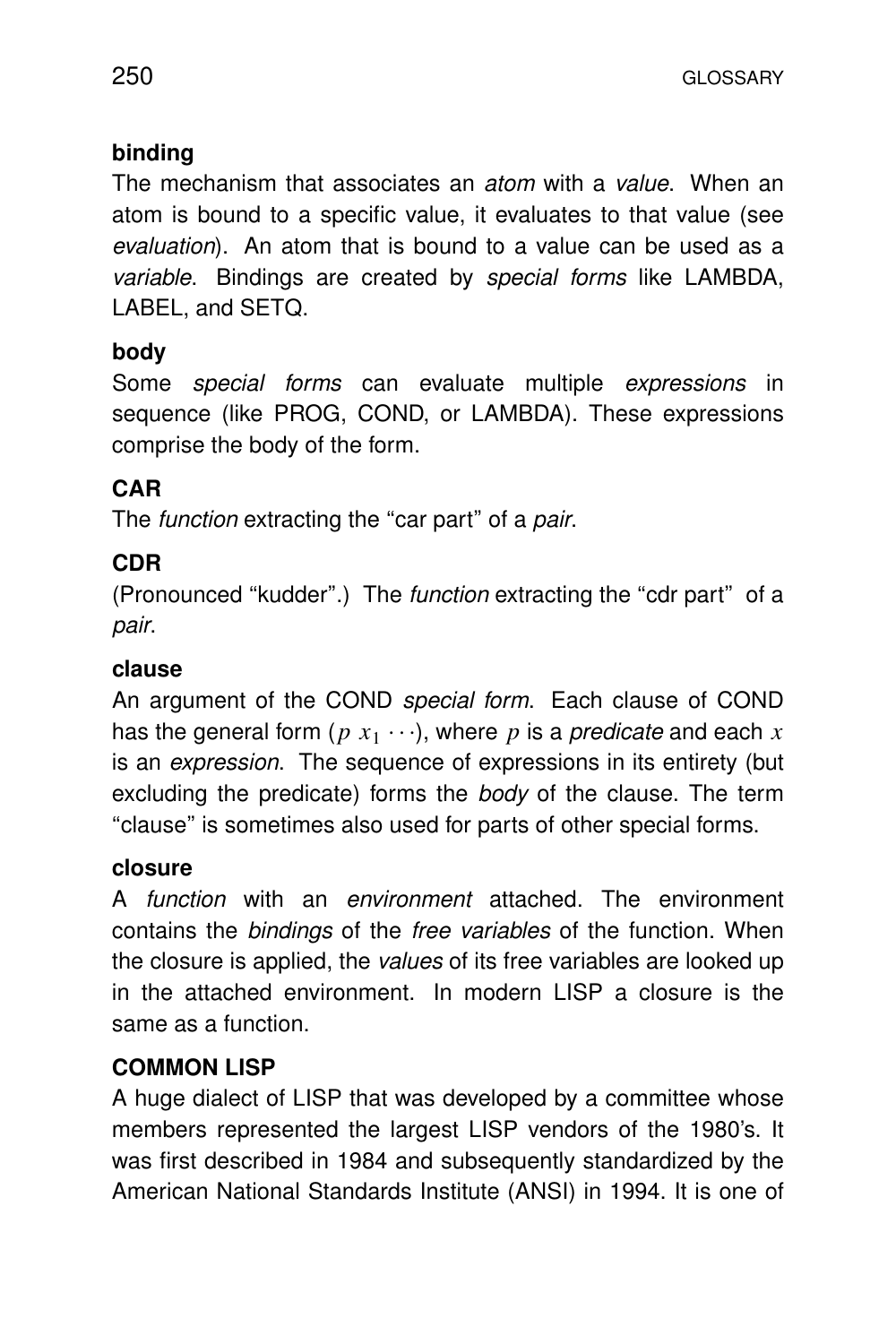### binding

The mechanism that associates an *atom* with a *value*. When an atom is bound to a specific value, it evaluates to that value (see *evaluation*). An atom that is bound to a value can be used as a *variable*. Bindings are created by *special forms* like LAMBDA, LABEL, and SETQ.

### body

Some *special forms* can evaluate multiple *expressions* in sequence (like PROG, COND, or LAMBDA). These expressions comprise the body of the form.

### CAR

The *function* extracting the "car part" of a *pair*.

### CDR

(Pronounced "kudder".) The *function* extracting the "cdr part" of a *pair*.

### clause

An argument of the COND *special form*. Each clause of COND has the general form $(p\ x_1 \cdots)$, where $p$ is a *predicate* and each $x$ is an *expression*. The sequence of expressions in its entirety (but excluding the predicate) forms the *body* of the clause. The term "clause" is sometimes also used for parts of other special forms.

### closure

A *function* with an *environment* attached. The environment contains the *bindings* of the *free variables* of the function. When the closure is applied, the *values* of its free variables are looked up in the attached environment. In modern LISP a closure is the same as a function.

### COMMON LISP

A huge dialect of LISP that was developed by a committee whose members represented the largest LISP vendors of the 1980's. It was first described in 1984 and subsequently standardized by the American National Standards Institute (ANSI) in 1994. It is one of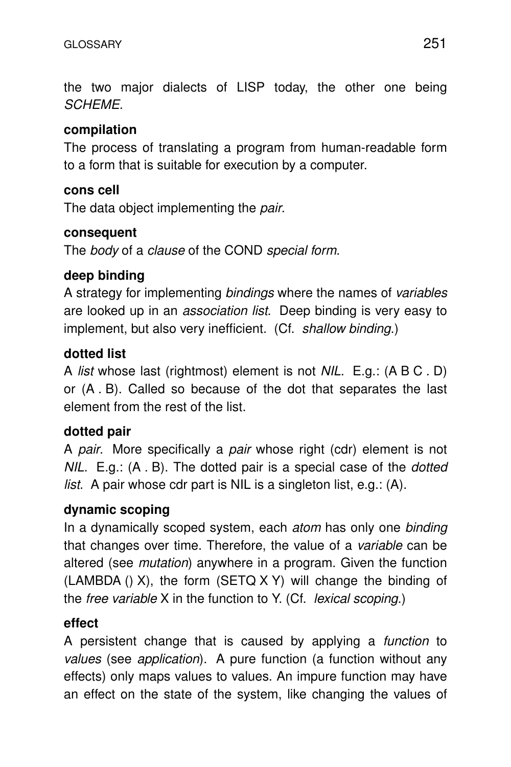the two major dialects of LISP today, the other one being *SCHEME*.

**compilation**

The process of translating a program from human-readable form to a form that is suitable for execution by a computer.

**cons cell**

The data object implementing the *pair*.

**consequent**

The *body* of a *clause* of the COND *special form*.

**deep binding**

A strategy for implementing *bindings* where the names of *variables* are looked up in an *association list*. Deep binding is very easy to implement, but also very inefficient. (Cf. *shallow binding*.)

**dotted list**

A *list* whose last (rightmost) element is not *NIL*. E.g.: (A B C . D) or (A . B). Called so because of the dot that separates the last element from the rest of the list.

**dotted pair**

A *pair*. More specifically a *pair* whose right (cdr) element is not *NIL*. E.g.: (A . B). The dotted pair is a special case of the *dotted list*. A pair whose cdr part is NIL is a singleton list, e.g.: (A).

**dynamic scoping**

In a dynamically scoped system, each *atom* has only one *binding* that changes over time. Therefore, the value of a *variable* can be altered (see *mutation*) anywhere in a program. Given the function (LAMBDA () X), the form (SETQ X Y) will change the binding of the *free variable* X in the function to Y. (Cf. *lexical scoping*.)

**effect**

A persistent change that is caused by applying a *function* to *values* (see *application*). A pure function (a function without any effects) only maps values to values. An impure function may have an effect on the state of the system, like changing the values of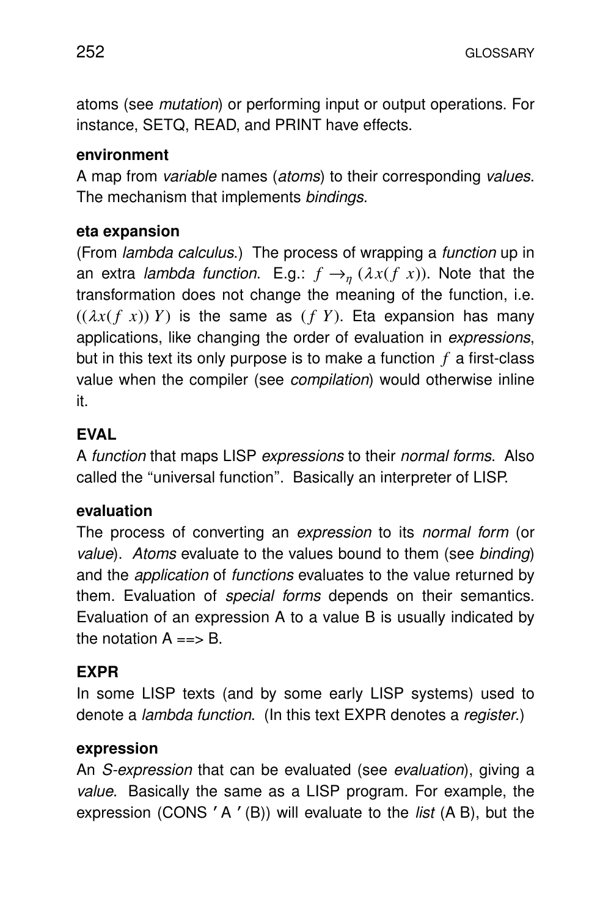atoms (see *mutation*) or performing input or output operations. For instance, SETQ, READ, and PRINT have effects.

**environment**

A map from *variable* names (*atoms*) to their corresponding *values*. The mechanism that implements *bindings*.

**eta expansion**

(From *lambda calculus*.) The process of wrapping a *function* up in an extra *lambda function*. E.g.: $f \rightarrow_\eta (\lambda x(f\ x))$. Note that the transformation does not change the meaning of the function, i.e. $((\lambda x(f\ x))\ Y)$ is the same as $(f\ Y)$. Eta expansion has many applications, like changing the order of evaluation in *expressions*, but in this text its only purpose is to make a function $f$ a first-class value when the compiler (see *compilation*) would otherwise inline it.

**EVAL**

A *function* that maps LISP *expressions* to their *normal forms*. Also called the "universal function". Basically an interpreter of LISP.

**evaluation**

The process of converting an *expression* to its *normal form* (or *value*). *Atoms* evaluate to the values bound to them (see *binding*) and the *application* of *functions* evaluates to the value returned by them. Evaluation of *special forms* depends on their semantics. Evaluation of an expression A to a value B is usually indicated by the notation A ==> B.

**EXPR**

In some LISP texts (and by some early LISP systems) used to denote a *lambda function*. (In this text EXPR denotes a *register*.)

**expression**

An *S-expression* that can be evaluated (see *evaluation*), giving a *value*. Basically the same as a LISP program. For example, the expression (CONS 'A '(B)) will evaluate to the *list* (A B), but the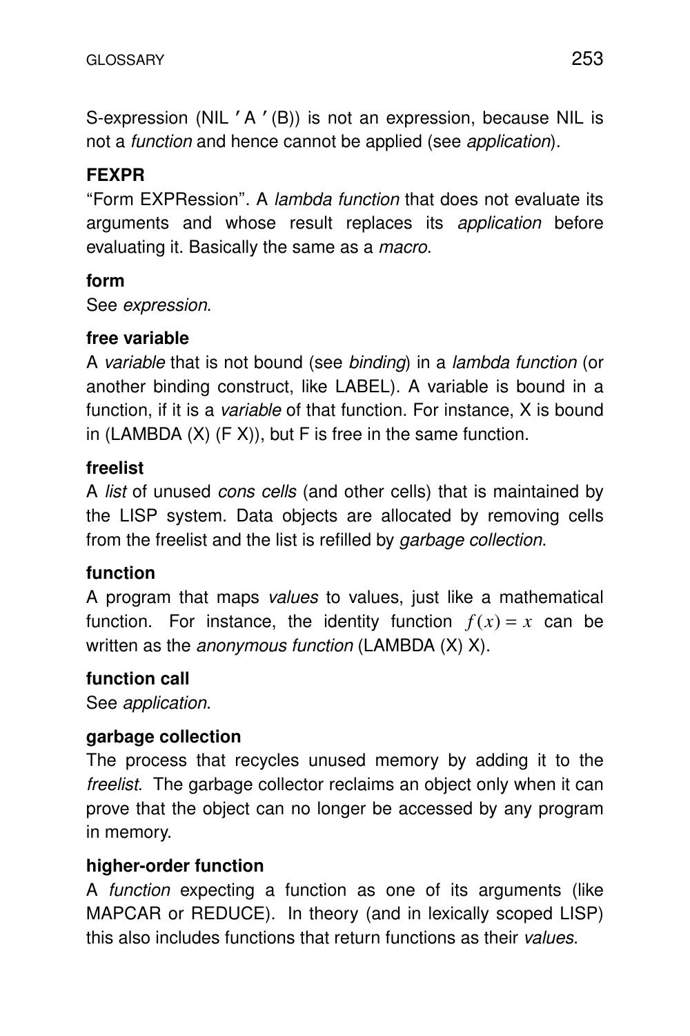S-expression (NIL 'A '(B)) is not an expression, because NIL is not a *function* and hence cannot be applied (see *application*).

**FEXPR**

"Form EXPRession". A *lambda function* that does not evaluate its arguments and whose result replaces its *application* before evaluating it. Basically the same as a *macro*.

**form**

See *expression*.

**free variable**

A *variable* that is not bound (see *binding*) in a *lambda function* (or another binding construct, like LABEL). A variable is bound in a function, if it is a *variable* of that function. For instance, X is bound in (LAMBDA (X) (F X)), but F is free in the same function.

**freelist**

A *list* of unused *cons cells* (and other cells) that is maintained by the LISP system. Data objects are allocated by removing cells from the freelist and the list is refilled by *garbage collection*.

**function**

A program that maps *values* to values, just like a mathematical function. For instance, the identity function $f(x) = x$ can be written as the *anonymous function* (LAMBDA (X) X).

**function call**

See *application*.

**garbage collection**

The process that recycles unused memory by adding it to the *freelist*. The garbage collector reclaims an object only when it can prove that the object can no longer be accessed by any program in memory.

**higher-order function**

A *function* expecting a function as one of its arguments (like MAPCAR or REDUCE). In theory (and in lexically scoped LISP) this also includes functions that return functions as their *values*.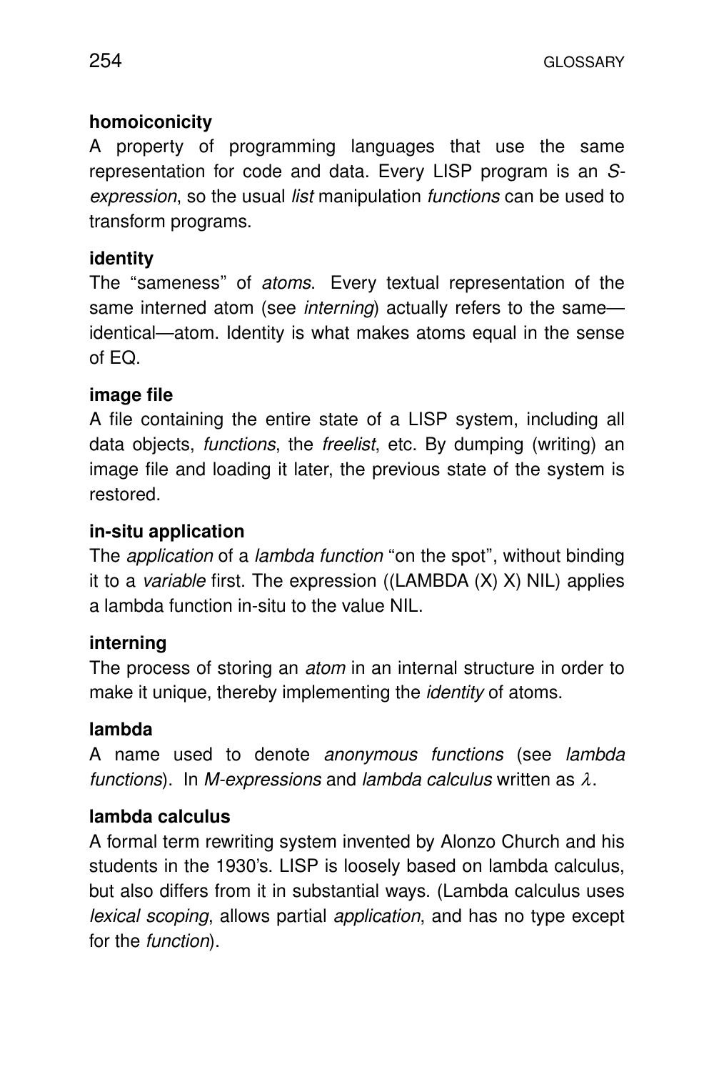**homoiconicity**

A property of programming languages that use the same representation for code and data. Every LISP program is an *S-expression*, so the usual *list* manipulation *functions* can be used to transform programs.

**identity**

The "sameness" of *atoms*. Every textual representation of the same interned atom (see *interning*) actually refers to the same—identical—atom. Identity is what makes atoms equal in the sense of EQ.

**image file**

A file containing the entire state of a LISP system, including all data objects, *functions*, the *freelist*, etc. By dumping (writing) an image file and loading it later, the previous state of the system is restored.

**in-situ application**

The *application* of a *lambda function* "on the spot", without binding it to a *variable* first. The expression ((LAMBDA (X) X) NIL) applies a lambda function in-situ to the value NIL.

**interning**

The process of storing an *atom* in an internal structure in order to make it unique, thereby implementing the *identity* of atoms.

**lambda**

A name used to denote *anonymous functions* (see *lambda functions*). In *M-expressions* and *lambda calculus* written as $\lambda$.

**lambda calculus**

A formal term rewriting system invented by Alonzo Church and his students in the 1930's. LISP is loosely based on lambda calculus, but also differs from it in substantial ways. (Lambda calculus uses *lexical scoping*, allows partial *application*, and has no type except for the *function*).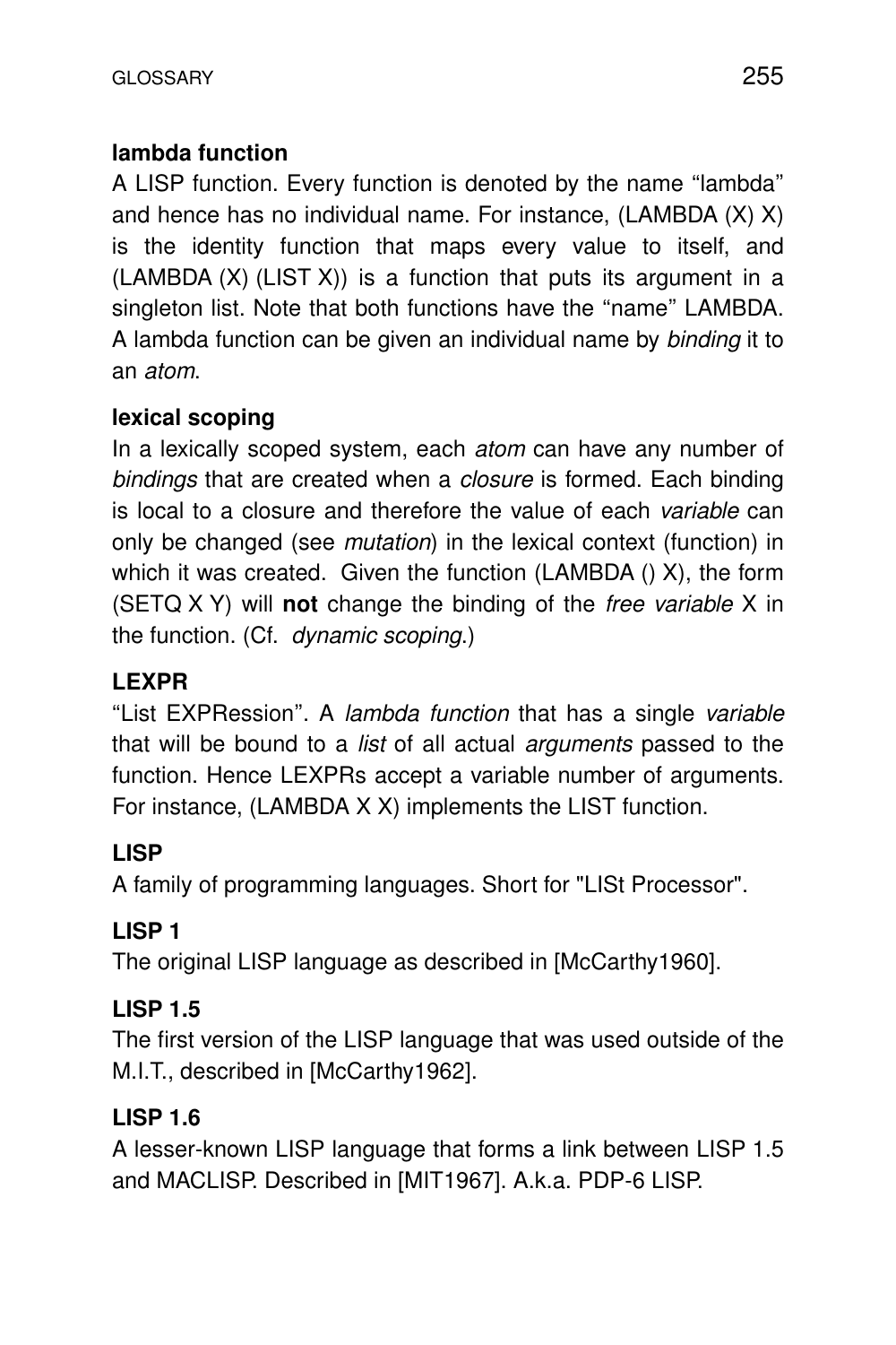**lambda function**

A LISP function. Every function is denoted by the name “lambda” and hence has no individual name. For instance, (LAMBDA (X) X) is the identity function that maps every value to itself, and (LAMBDA (X) (LIST X)) is a function that puts its argument in a singleton list. Note that both functions have the “name” LAMBDA. A lambda function can be given an individual name by *binding* it to an *atom*.

**lexical scoping**

In a lexically scoped system, each *atom* can have any number of *bindings* that are created when a *closure* is formed. Each binding is local to a closure and therefore the value of each *variable* can only be changed (see *mutation*) in the lexical context (function) in which it was created. Given the function (LAMBDA () X), the form (SETQ X Y) will **not** change the binding of the *free variable* X in the function. (Cf. *dynamic scoping*.)

**LEXPR**

“List EXPRession”. A *lambda function* that has a single *variable* that will be bound to a *list* of all actual *arguments* passed to the function. Hence LEXPRs accept a variable number of arguments. For instance, (LAMBDA X X) implements the LIST function.

**LISP**

A family of programming languages. Short for "LISt Processor".

**LISP 1**

The original LISP language as described in [McCarthy1960].

**LISP 1.5**

The first version of the LISP language that was used outside of the M.I.T., described in [McCarthy1962].

**LISP 1.6**

A lesser-known LISP language that forms a link between LISP 1.5 and MACLISP. Described in [MIT1967]. A.k.a. PDP-6 LISP.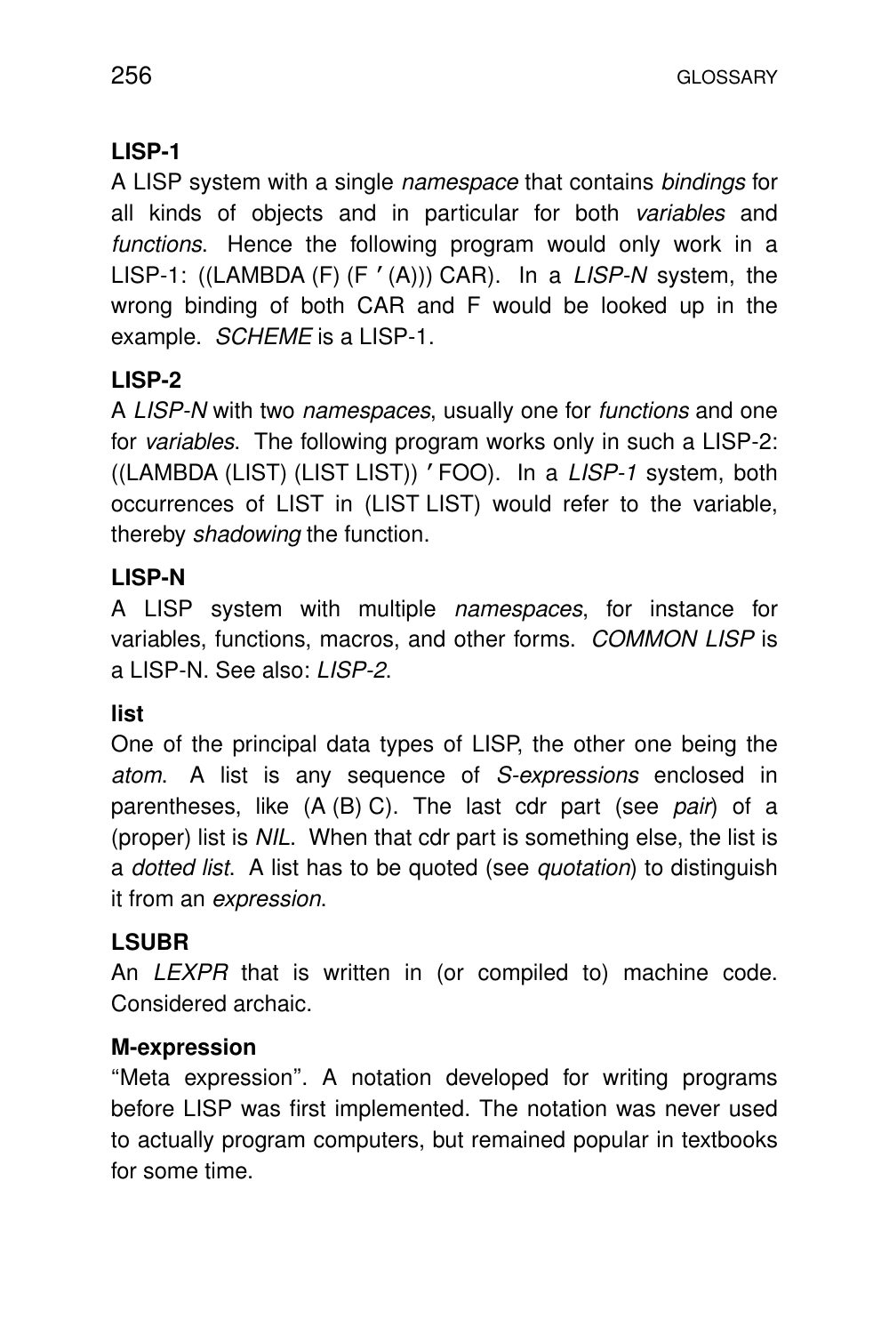### LISP-1

A LISP system with a single *namespace* that contains *bindings* for all kinds of objects and in particular for both *variables* and *functions*. Hence the following program would only work in a LISP-1: ((LAMBDA (F) (F ′(A))) CAR). In a *LISP-N* system, the wrong binding of both CAR and F would be looked up in the example. *SCHEME* is a LISP-1.

### LISP-2

A *LISP-N* with two *namespaces*, usually one for *functions* and one for *variables*. The following program works only in such a LISP-2: ((LAMBDA (LIST) (LIST LIST)) ′FOO). In a *LISP-1* system, both occurrences of LIST in (LIST LIST) would refer to the variable, thereby *shadowing* the function.

### LISP-N

A LISP system with multiple *namespaces*, for instance for variables, functions, macros, and other forms. *COMMON LISP* is a LISP-N. See also: *LISP-2*.

### list

One of the principal data types of LISP, the other one being the *atom*. A list is any sequence of *S-expressions* enclosed in parentheses, like (A (B) C). The last cdr part (see *pair*) of a (proper) list is *NIL*. When that cdr part is something else, the list is a *dotted list*. A list has to be quoted (see *quotation*) to distinguish it from an *expression*.

### LSUBR

An *LEXPR* that is written in (or compiled to) machine code. Considered archaic.

### M-expression

"Meta expression". A notation developed for writing programs before LISP was first implemented. The notation was never used to actually program computers, but remained popular in textbooks for some time.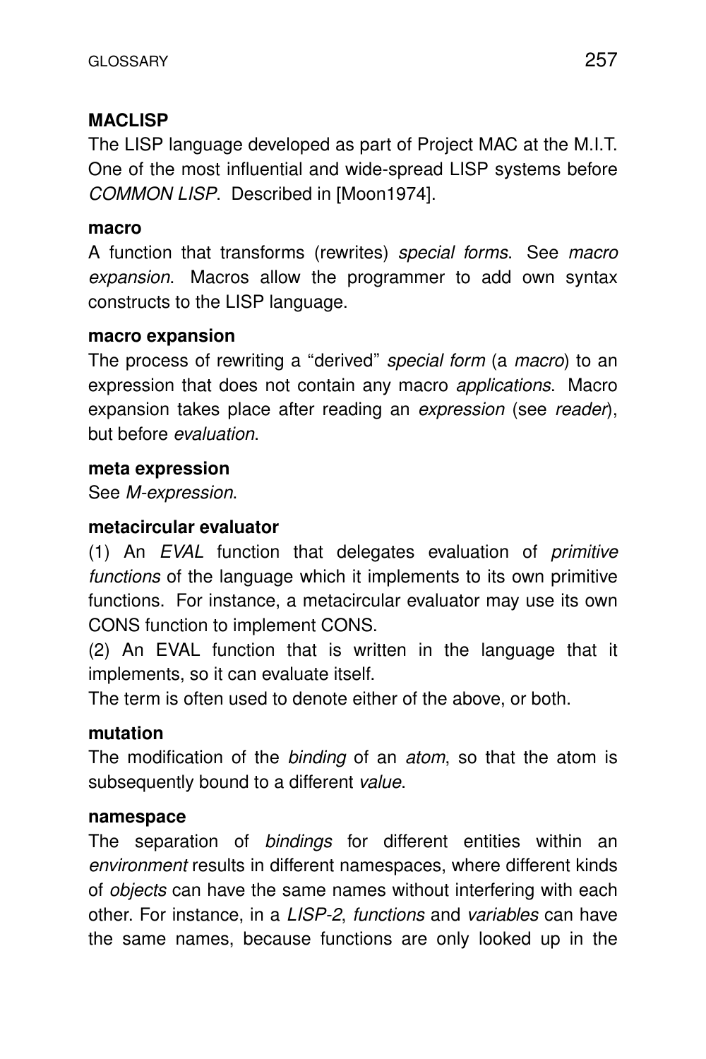**MACLISP**

The LISP language developed as part of Project MAC at the M.I.T. One of the most influential and wide-spread LISP systems before *COMMON LISP*. Described in [Moon1974].

**macro**

A function that transforms (rewrites) *special forms*. See *macro expansion*. Macros allow the programmer to add own syntax constructs to the LISP language.

**macro expansion**

The process of rewriting a “derived” *special form* (a *macro*) to an expression that does not contain any macro *applications*. Macro expansion takes place after reading an *expression* (see *reader*), but before *evaluation*.

**meta expression**

See *M-expression*.

**metacircular evaluator**

(1) An *EVAL* function that delegates evaluation of *primitive functions* of the language which it implements to its own primitive functions. For instance, a metacircular evaluator may use its own CONS function to implement CONS.

(2) An EVAL function that is written in the language that it implements, so it can evaluate itself.

The term is often used to denote either of the above, or both.

**mutation**

The modification of the *binding* of an *atom*, so that the atom is subsequently bound to a different *value*.

**namespace**

The separation of *bindings* for different entities within an *environment* results in different namespaces, where different kinds of *objects* can have the same names without interfering with each other. For instance, in a *LISP-2*, *functions* and *variables* can have the same names, because functions are only looked up in the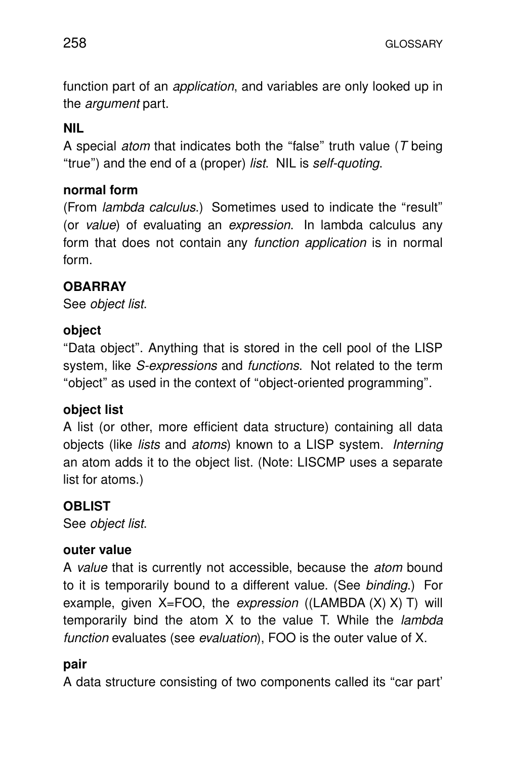function part of an *application*, and variables are only looked up in the *argument* part.

**NIL**

A special *atom* that indicates both the “false” truth value (*T* being “true”) and the end of a (proper) *list*. NIL is *self-quoting*.

**normal form**

(From *lambda calculus*.) Sometimes used to indicate the “result” (or *value*) of evaluating an *expression*. In lambda calculus any form that does not contain any *function application* is in normal form.

**OBARRAY**

See *object list*.

**object**

“Data object”. Anything that is stored in the cell pool of the LISP system, like *S-expressions* and *functions*. Not related to the term “object” as used in the context of “object-oriented programming”.

**object list**

A list (or other, more efficient data structure) containing all data objects (like *lists* and *atoms*) known to a LISP system. *Interning* an atom adds it to the object list. (Note: LISCMP uses a separate list for atoms.)

**OBLIST**

See *object list*.

**outer value**

A *value* that is currently not accessible, because the *atom* bound to it is temporarily bound to a different value. (See *binding*.) For example, given X=FOO, the *expression* ((LAMBDA (X) X) T) will temporarily bind the atom X to the value T. While the *lambda function* evaluates (see *evaluation*), FOO is the outer value of X.

**pair**

A data structure consisting of two components called its “car part’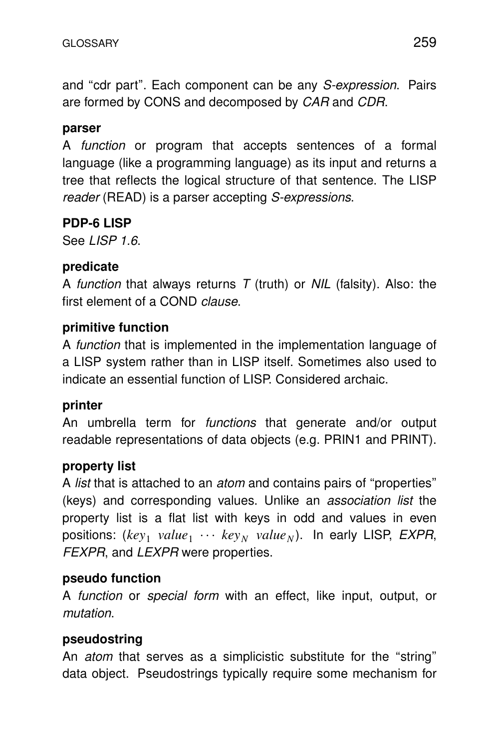and "cdr part". Each component can be any *S-expression*. Pairs are formed by CONS and decomposed by *CAR* and *CDR*.

**parser**

A *function* or program that accepts sentences of a formal language (like a programming language) as its input and returns a tree that reflects the logical structure of that sentence. The LISP *reader* (READ) is a parser accepting *S-expressions*.

**PDP-6 LISP**

See *LISP 1.6*.

**predicate**

A *function* that always returns *T* (truth) or *NIL* (falsity). Also: the first element of a COND *clause*.

**primitive function**

A *function* that is implemented in the implementation language of a LISP system rather than in LISP itself. Sometimes also used to indicate an essential function of LISP. Considered archaic.

**printer**

An umbrella term for *functions* that generate and/or output readable representations of data objects (e.g. PRIN1 and PRINT).

**property list**

A *list* that is attached to an *atom* and contains pairs of "properties" (keys) and corresponding values. Unlike an *association list* the property list is a flat list with keys in odd and values in even positions: $(key_1\ value_1\ \cdots\ key_N\ value_N)$. In early LISP, *EXPR*, *FEXPR*, and *LEXPR* were properties.

**pseudo function**

A *function* or *special form* with an effect, like input, output, or *mutation*.

**pseudostring**

An *atom* that serves as a simplicistic substitute for the "string" data object. Pseudostrings typically require some mechanism for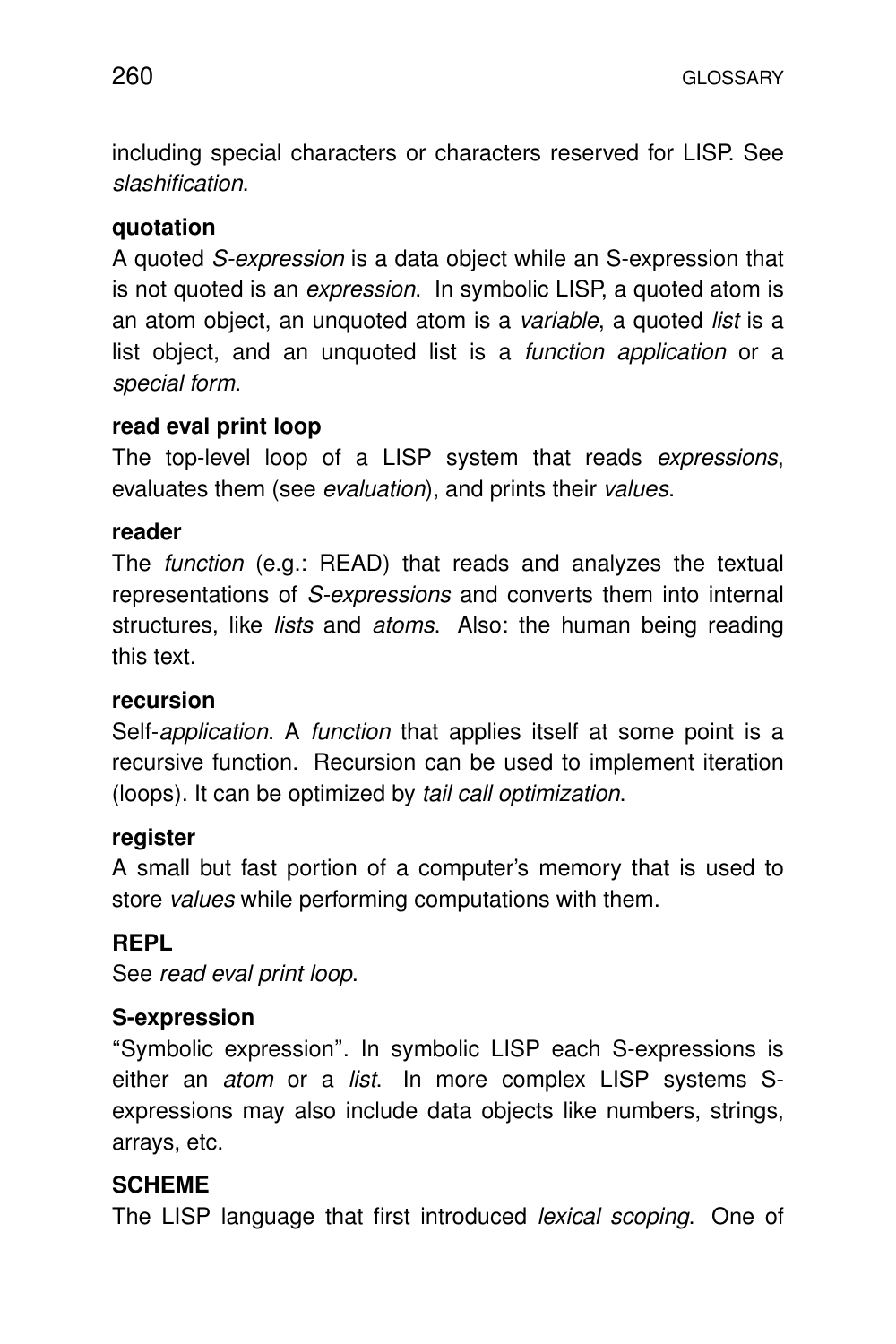including special characters or characters reserved for LISP. See *slashification*.

**quotation**

A quoted *S-expression* is a data object while an S-expression that is not quoted is an *expression*. In symbolic LISP, a quoted atom is an atom object, an unquoted atom is a *variable*, a quoted *list* is a list object, and an unquoted list is a *function application* or a *special form*.

**read eval print loop**

The top-level loop of a LISP system that reads *expressions*, evaluates them (see *evaluation*), and prints their *values*.

**reader**

The *function* (e.g.: READ) that reads and analyzes the textual representations of *S-expressions* and converts them into internal structures, like *lists* and *atoms*. Also: the human being reading this text.

**recursion**

Self-*application*. A *function* that applies itself at some point is a recursive function. Recursion can be used to implement iteration (loops). It can be optimized by *tail call optimization*.

**register**

A small but fast portion of a computer's memory that is used to store *values* while performing computations with them.

**REPL**

See *read eval print loop*.

**S-expression**

"Symbolic expression". In symbolic LISP each S-expressions is either an *atom* or a *list*. In more complex LISP systems S-expressions may also include data objects like numbers, strings, arrays, etc.

**SCHEME**

The LISP language that first introduced *lexical scoping*. One of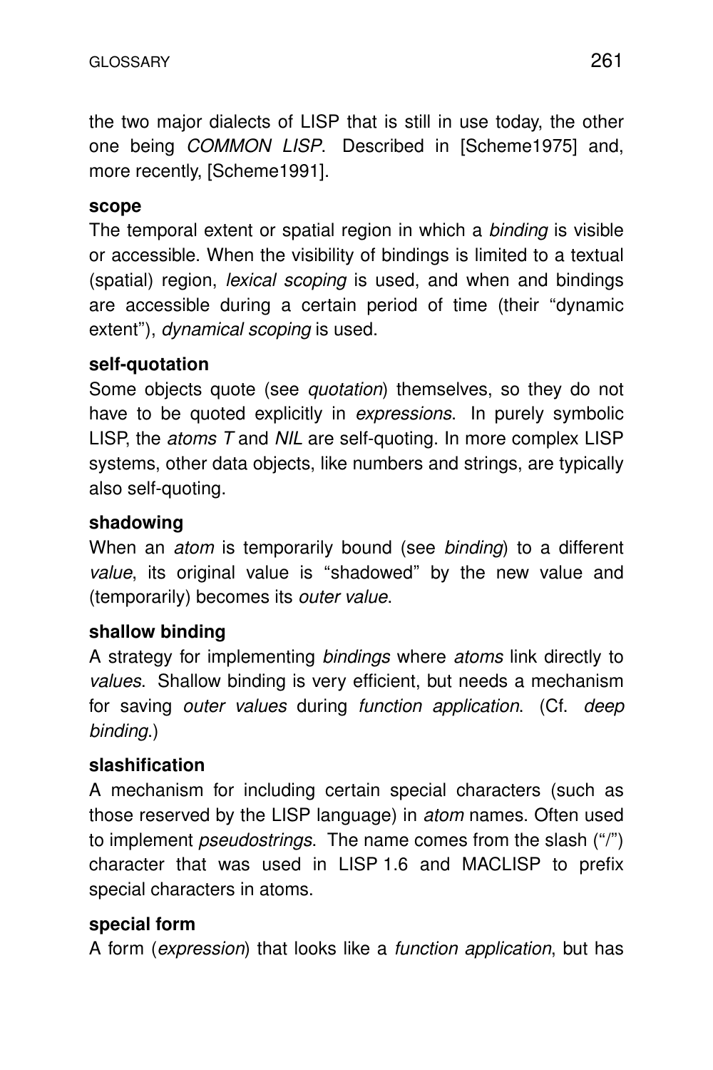the two major dialects of LISP that is still in use today, the other one being *COMMON LISP*. Described in [Scheme1975] and, more recently, [Scheme1991].

**scope**

The temporal extent or spatial region in which a *binding* is visible or accessible. When the visibility of bindings is limited to a textual (spatial) region, *lexical scoping* is used, and when and bindings are accessible during a certain period of time (their "dynamic extent"), *dynamical scoping* is used.

**self-quotation**

Some objects quote (see *quotation*) themselves, so they do not have to be quoted explicitly in *expressions*. In purely symbolic LISP, the *atoms T* and *NIL* are self-quoting. In more complex LISP systems, other data objects, like numbers and strings, are typically also self-quoting.

**shadowing**

When an *atom* is temporarily bound (see *binding*) to a different *value*, its original value is "shadowed" by the new value and (temporarily) becomes its *outer value*.

**shallow binding**

A strategy for implementing *bindings* where *atoms* link directly to *values*. Shallow binding is very efficient, but needs a mechanism for saving *outer values* during *function application*. (Cf. *deep binding*.)

**slashification**

A mechanism for including certain special characters (such as those reserved by the LISP language) in *atom* names. Often used to implement *pseudostrings*. The name comes from the slash ("/") character that was used in LISP 1.6 and MACLISP to prefix special characters in atoms.

**special form**

A form (*expression*) that looks like a *function application*, but has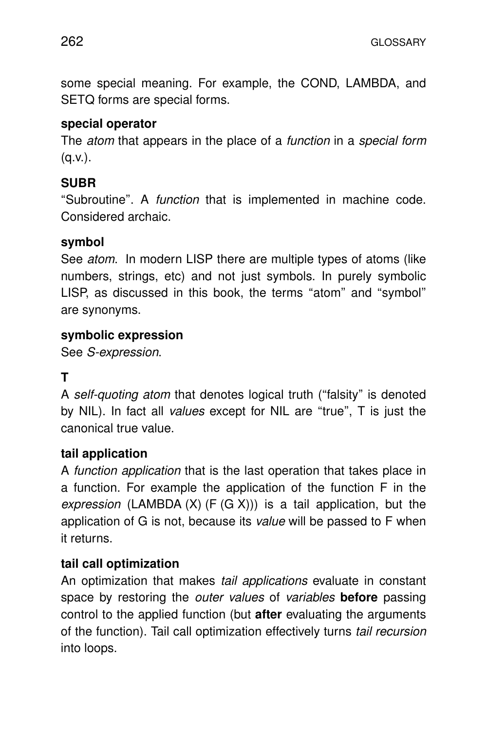some special meaning. For example, the COND, LAMBDA, and SETQ forms are special forms.

**special operator**

The *atom* that appears in the place of a *function* in a *special form* (q.v.).

**SUBR**

“Subroutine”. A *function* that is implemented in machine code. Considered archaic.

**symbol**

See *atom*. In modern LISP there are multiple types of atoms (like numbers, strings, etc) and not just symbols. In purely symbolic LISP, as discussed in this book, the terms “atom” and “symbol” are synonyms.

**symbolic expression**

See *S-expression*.

**T**

A *self-quoting atom* that denotes logical truth (“falsity” is denoted by NIL). In fact all *values* except for NIL are “true”, T is just the canonical true value.

**tail application**

A *function application* that is the last operation that takes place in a function. For example the application of the function F in the *expression* (LAMBDA (X) (F (G X))) is a tail application, but the application of G is not, because its *value* will be passed to F when it returns.

**tail call optimization**

An optimization that makes *tail applications* evaluate in constant space by restoring the *outer values* of *variables* **before** passing control to the applied function (but **after** evaluating the arguments of the function). Tail call optimization effectively turns *tail recursion* into loops.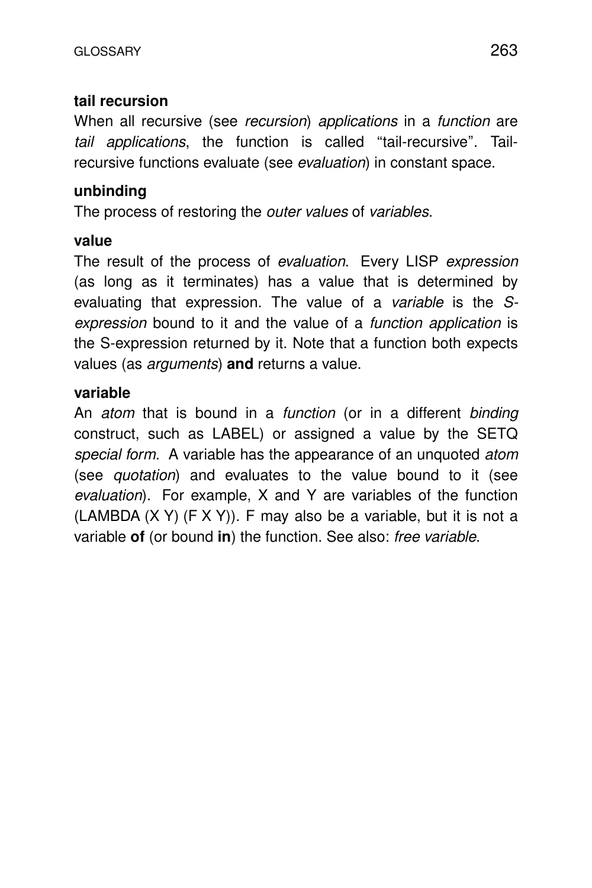**tail recursion**

When all recursive (see *recursion*) *applications* in a *function* are *tail applications*, the function is called “tail-recursive”. Tail-recursive functions evaluate (see *evaluation*) in constant space.

**unbinding**

The process of restoring the *outer values* of *variables*.

**value**

The result of the process of *evaluation*. Every LISP *expression* (as long as it terminates) has a value that is determined by evaluating that expression. The value of a *variable* is the *S-expression* bound to it and the value of a *function application* is the S-expression returned by it. Note that a function both expects values (as *arguments*) **and** returns a value.

**variable**

An *atom* that is bound in a *function* (or in a different *binding* construct, such as LABEL) or assigned a value by the SETQ *special form*. A variable has the appearance of an unquoted *atom* (see *quotation*) and evaluates to the value bound to it (see *evaluation*). For example, X and Y are variables of the function (LAMBDA (X Y) (F X Y)). F may also be a variable, but it is not a variable **of** (or bound **in**) the function. See also: *free variable*.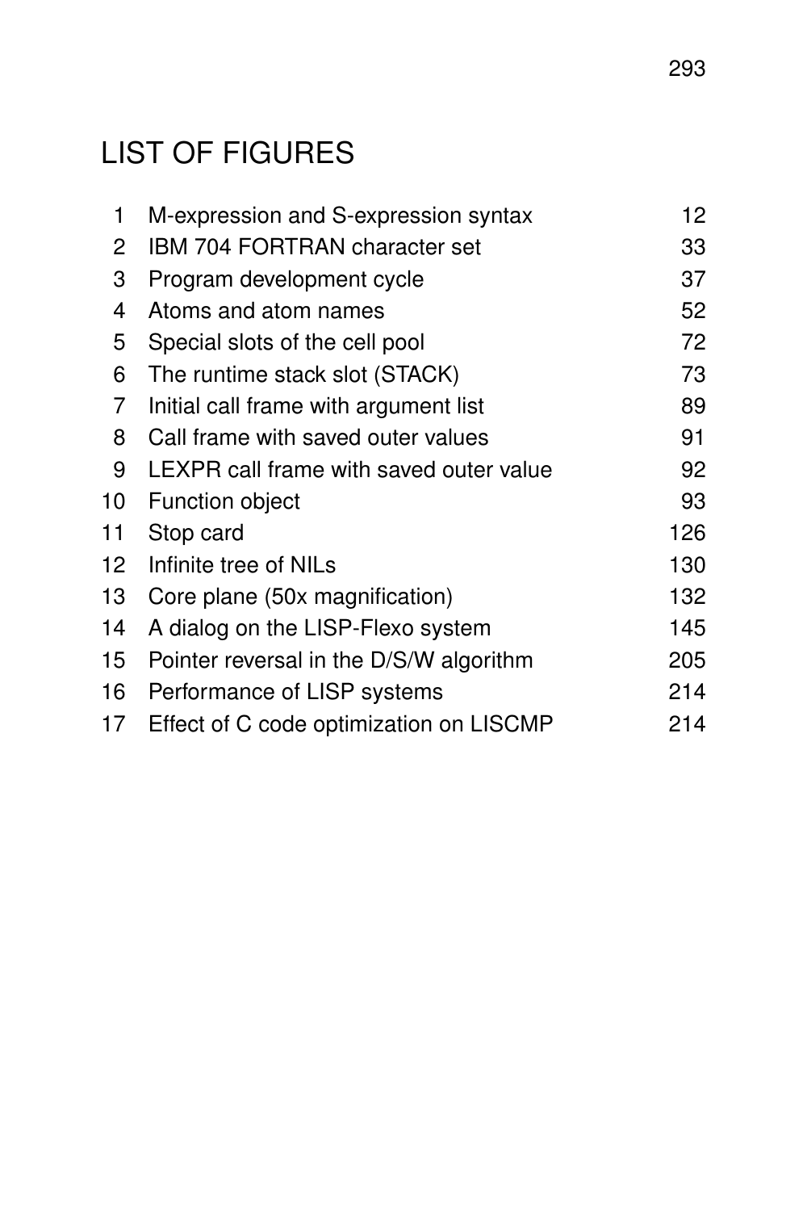# LIST OF FIGURES

| | | |
|---|---|---|
| 1 | M-expression and S-expression syntax | 12 |
| 2 | IBM 704 FORTRAN character set | 33 |
| 3 | Program development cycle | 37 |
| 4 | Atoms and atom names | 52 |
| 5 | Special slots of the cell pool | 72 |
| 6 | The runtime stack slot (STACK) | 73 |
| 7 | Initial call frame with argument list | 89 |
| 8 | Call frame with saved outer values | 91 |
| 9 | LEXPR call frame with saved outer value | 92 |
| 10 | Function object | 93 |
| 11 | Stop card | 126 |
| 12 | Infinite tree of NILs | 130 |
| 13 | Core plane (50x magnification) | 132 |
| 14 | A dialog on the LISP-Flexo system | 145 |
| 15 | Pointer reversal in the D/S/W algorithm | 205 |
| 16 | Performance of LISP systems | 214 |
| 17 | Effect of C code optimization on LISCMP | 214 |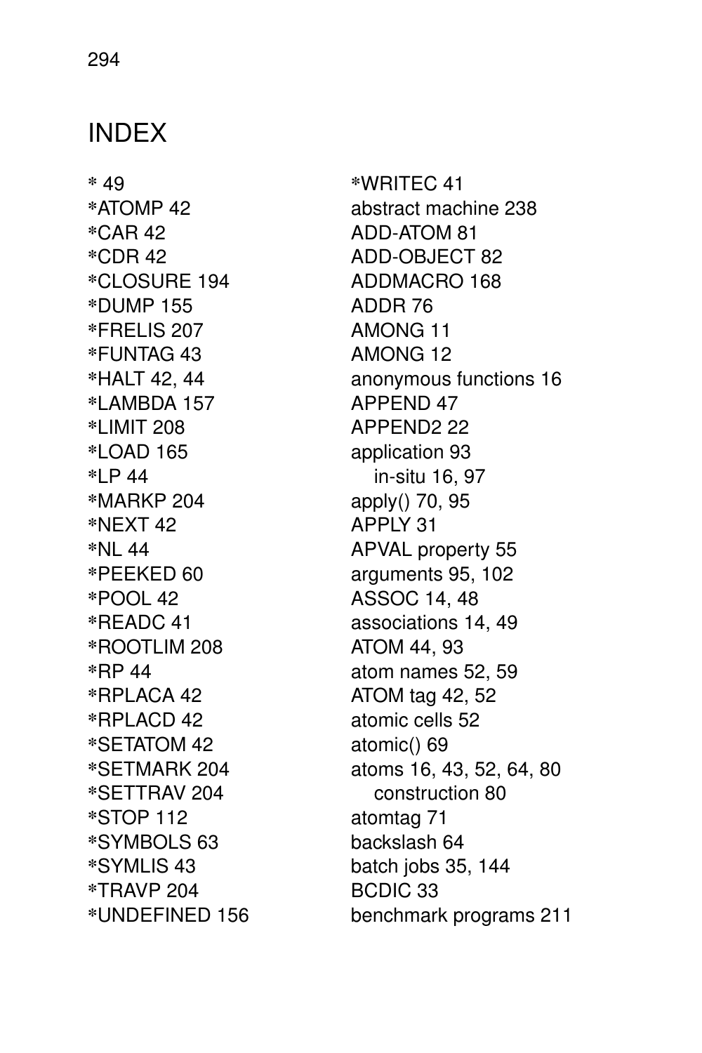# INDEX

* 49
*ATOMP 42
*CAR 42
*CDR 42
*CLOSURE 194
*DUMP 155
*FRELIS 207
*FUNTAG 43
*HALT 42, 44
*LAMBDA 157
*LIMIT 208
*LOAD 165
*LP 44
*MARKP 204
*NEXT 42
*NL 44
*PEEKED 60
*POOL 42
*READC 41
*ROOTLIM 208
*RP 44
*RPLACA 42
*RPLACD 42
*SETATOM 42
*SETMARK 204
*SETTRAV 204
*STOP 112
*SYMBOLS 63
*SYMLIS 43
*TRAVP 204
*UNDEFINED 156
*WRITEC 41
abstract machine 238
ADD-ATOM 81
ADD-OBJECT 82
ADDMACRO 168
ADDR 76
AMONG 11
AMONG 12
anonymous functions 16
APPEND 47
APPEND2 22
application 93
  in-situ 16, 97
apply() 70, 95
APPLY 31
APVAL property 55
arguments 95, 102
ASSOC 14, 48
associations 14, 49
ATOM 44, 93
atom names 52, 59
ATOM tag 42, 52
atomic cells 52
atomic() 69
atoms 16, 43, 52, 64, 80
  construction 80
atomtag 71
backslash 64
batch jobs 35, 144
BCDIC 33
benchmark programs 211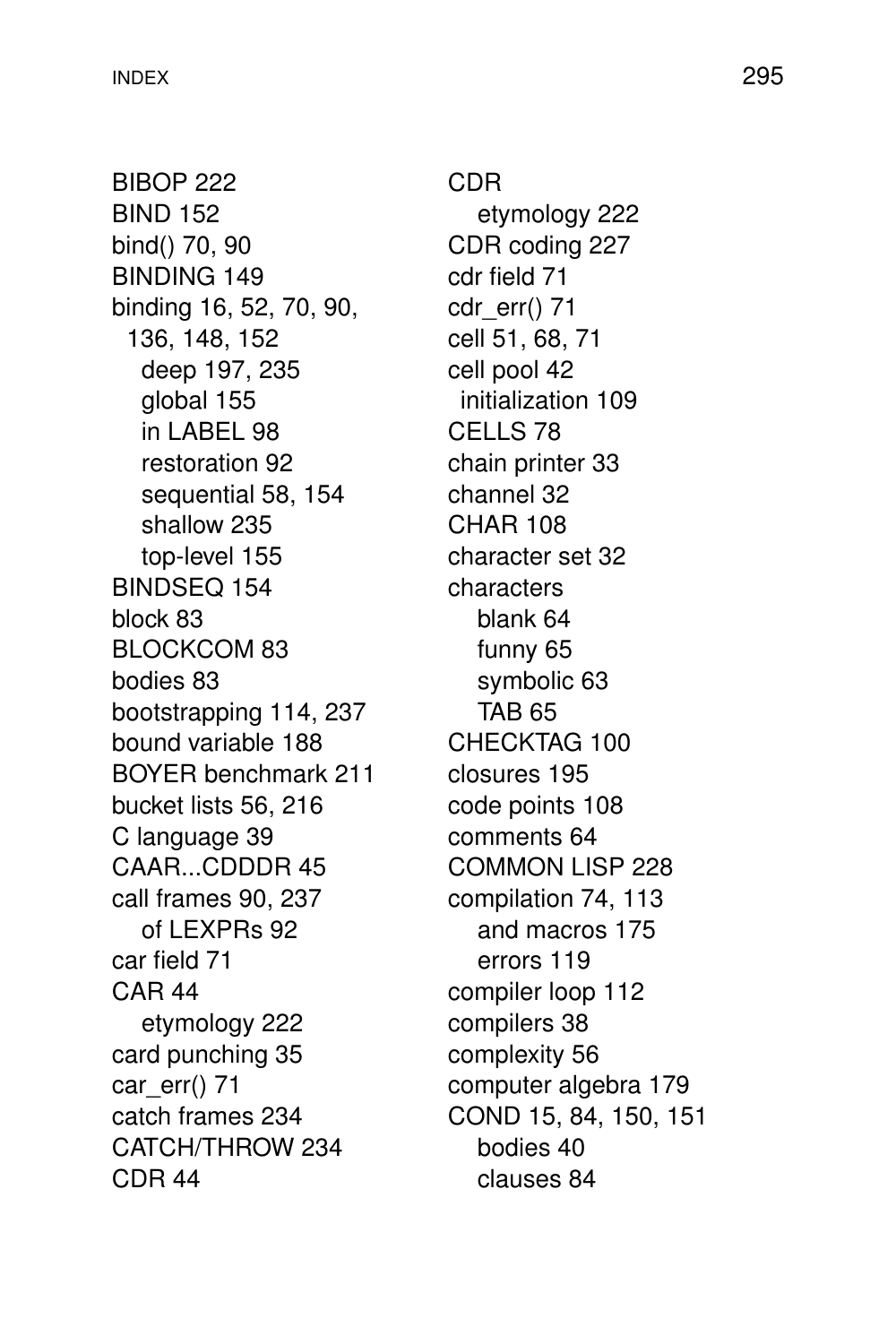BIBOP 222
BIND 152
bind() 70, 90
BINDING 149
binding 16, 52, 70, 90, 136, 148, 152
  deep 197, 235
  global 155
  in LABEL 98
  restoration 92
  sequential 58, 154
  shallow 235
  top-level 155
BINDSEQ 154
block 83
BLOCKCOM 83
bodies 83
bootstrapping 114, 237
bound variable 188
BOYER benchmark 211
bucket lists 56, 216
C language 39
CAAR...CDDDR 45
call frames 90, 237
  of LEXPRs 92
car field 71
CAR 44
  etymology 222
card punching 35
car_err() 71
catch frames 234
CATCH/THROW 234
CDR 44
CDR
  etymology 222
CDR coding 227
cdr field 71
cdr_err() 71
cell 51, 68, 71
cell pool 42
  initialization 109
CELLS 78
chain printer 33
channel 32
CHAR 108
character set 32
characters
  blank 64
  funny 65
  symbolic 63
  TAB 65
CHECKTAG 100
closures 195
code points 108
comments 64
COMMON LISP 228
compilation 74, 113
  and macros 175
  errors 119
compiler loop 112
compilers 38
complexity 56
computer algebra 179
COND 15, 84, 150, 151
  bodies 40
  clauses 84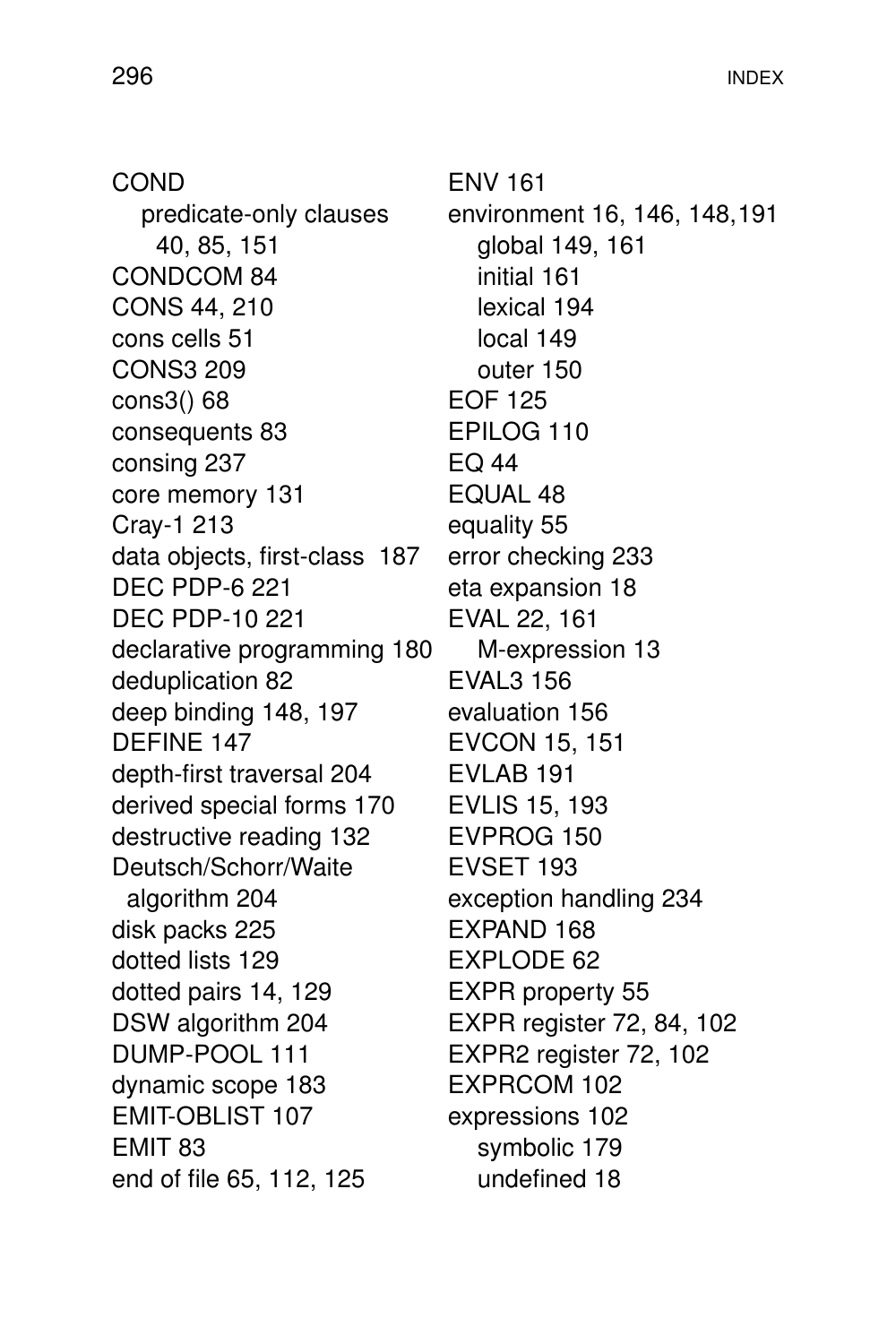COND
  predicate-only clauses
    40, 85, 151
CONDCOM 84
CONS 44, 210
cons cells 51
CONS3 209
cons3() 68
consequents 83
consing 237
core memory 131
Cray-1 213
data objects, first-class 187
DEC PDP-6 221
DEC PDP-10 221
declarative programming 180
deduplication 82
deep binding 148, 197
DEFINE 147
depth-first traversal 204
derived special forms 170
destructive reading 132
Deutsch/Schorr/Waite
  algorithm 204
disk packs 225
dotted lists 129
dotted pairs 14, 129
DSW algorithm 204
DUMP-POOL 111
dynamic scope 183
EMIT-OBLIST 107
EMIT 83
end of file 65, 112, 125
ENV 161
environment 16, 146, 148, 191
  global 149, 161
  initial 161
  lexical 194
  local 149
  outer 150
EOF 125
EPILOG 110
EQ 44
EQUAL 48
equality 55
error checking 233
eta expansion 18
EVAL 22, 161
  M-expression 13
EVAL3 156
evaluation 156
EVCON 15, 151
EVLAB 191
EVLIS 15, 193
EVPROG 150
EVSET 193
exception handling 234
EXPAND 168
EXPLODE 62
EXPR property 55
EXPR register 72, 84, 102
EXPR2 register 72, 102
EXPRCOM 102
expressions 102
  symbolic 179
  undefined 18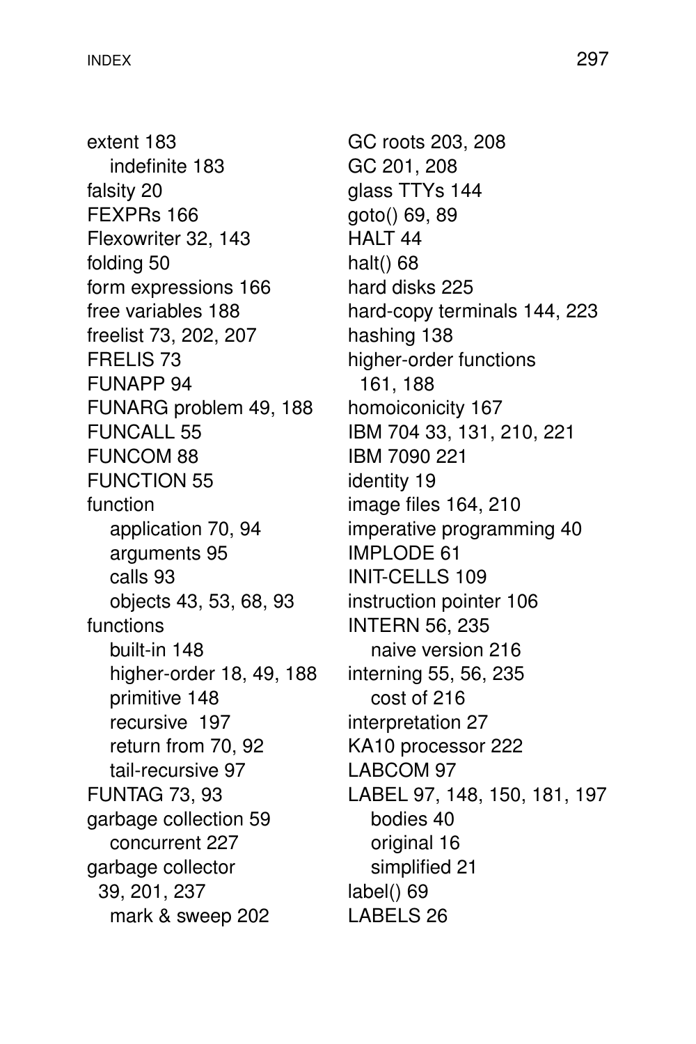extent 183
  indefinite 183
falsity 20
FEXPRs 166
Flexowriter 32, 143
folding 50
form expressions 166
free variables 188
freelist 73, 202, 207
FRELIS 73
FUNAPP 94
FUNARG problem 49, 188
FUNCALL 55
FUNCOM 88
FUNCTION 55
function
  application 70, 94
  arguments 95
  calls 93
  objects 43, 53, 68, 93
functions
  built-in 148
  higher-order 18, 49, 188
  primitive 148
  recursive 197
  return from 70, 92
  tail-recursive 97
FUNTAG 73, 93
garbage collection 59
  concurrent 227
garbage collector 39, 201, 237
  mark & sweep 202
GC roots 203, 208
GC 201, 208
glass TTYs 144
goto() 69, 89
HALT 44
halt() 68
hard disks 225
hard-copy terminals 144, 223
hashing 138
higher-order functions 161, 188
homoiconicity 167
IBM 704 33, 131, 210, 221
IBM 7090 221
identity 19
image files 164, 210
imperative programming 40
IMPLODE 61
INIT-CELLS 109
instruction pointer 106
INTERN 56, 235
  naive version 216
interning 55, 56, 235
  cost of 216
interpretation 27
KA10 processor 222
LABCOM 97
LABEL 97, 148, 150, 181, 197
  bodies 40
  original 16
  simplified 21
label() 69
LABELS 26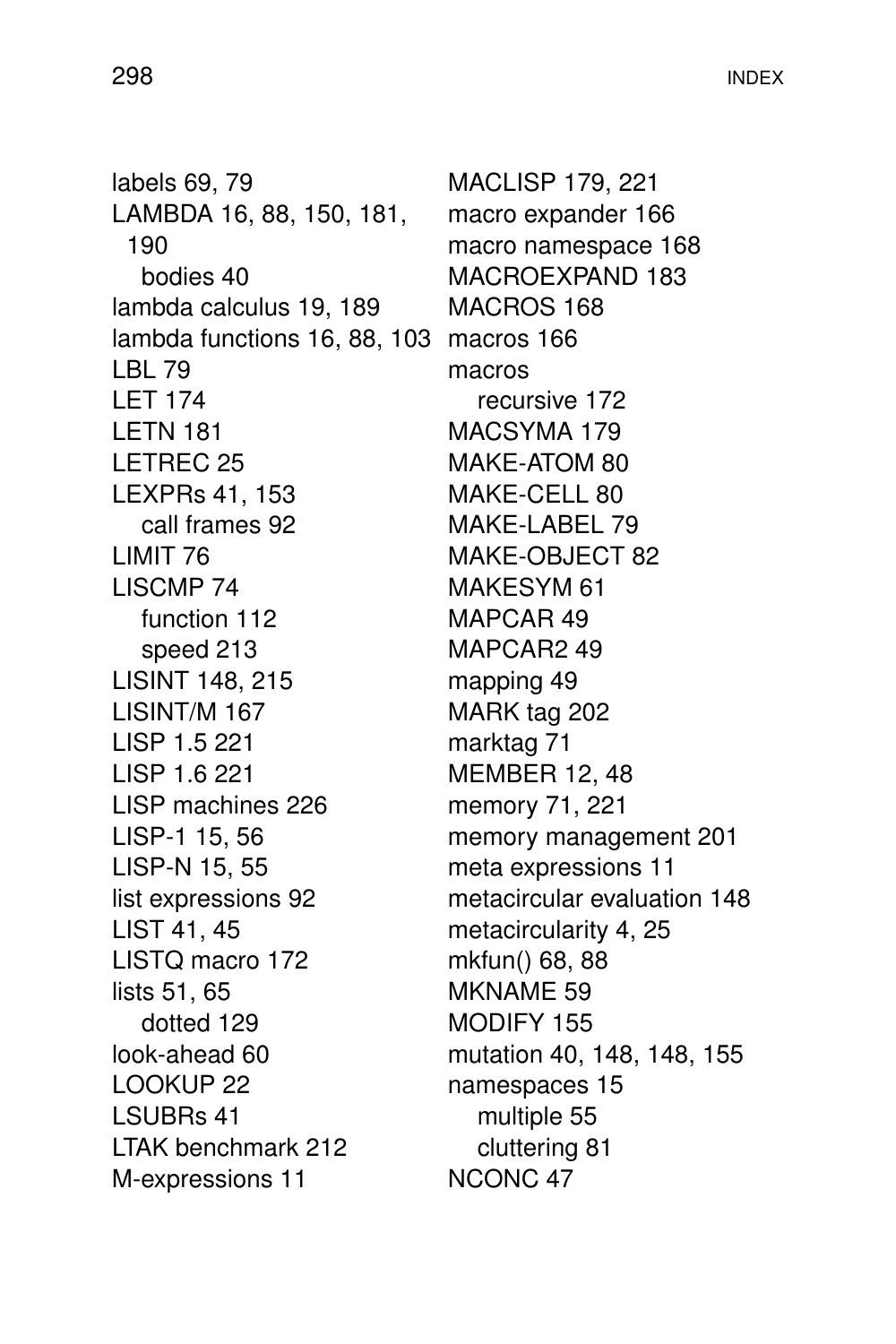labels 69, 79
LAMBDA 16, 88, 150, 181, 190
  bodies 40
lambda calculus 19, 189
lambda functions 16, 88, 103
LBL 79
LET 174
LETN 181
LETREC 25
LEXPRs 41, 153
  call frames 92
LIMIT 76
LISCMP 74
  function 112
  speed 213
LISINT 148, 215
LISINT/M 167
LISP 1.5 221
LISP 1.6 221
LISP machines 226
LISP-1 15, 56
LISP-N 15, 55
list expressions 92
LIST 41, 45
LISTQ macro 172
lists 51, 65
  dotted 129
look-ahead 60
LOOKUP 22
LSUBRs 41
LTAK benchmark 212
M-expressions 11
MACLISP 179, 221
macro expander 166
macro namespace 168
MACROEXPAND 183
MACROS 168
macros 166
macros
  recursive 172
MACSYMA 179
MAKE-ATOM 80
MAKE-CELL 80
MAKE-LABEL 79
MAKE-OBJECT 82
MAKESYM 61
MAPCAR 49
MAPCAR2 49
mapping 49
MARK tag 202
marktag 71
MEMBER 12, 48
memory 71, 221
memory management 201
meta expressions 11
metacircular evaluation 148
metacircularity 4, 25
mkfun() 68, 88
MKNAME 59
MODIFY 155
mutation 40, 148, 148, 155
namespaces 15
  multiple 55
  cluttering 81
NCONC 47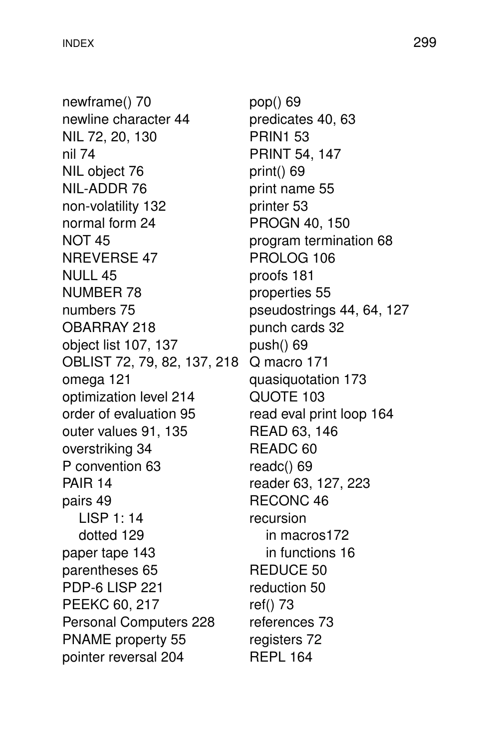newframe() 70
newline character 44
NIL 72, 20, 130
nil 74
NIL object 76
NIL-ADDR 76
non-volatility 132
normal form 24
NOT 45
NREVERSE 47
NULL 45
NUMBER 78
numbers 75
OBARRAY 218
object list 107, 137
OBLIST 72, 79, 82, 137, 218
omega 121
optimization level 214
order of evaluation 95
outer values 91, 135
overstriking 34
P convention 63
PAIR 14
pairs 49
  LISP 1: 14
  dotted 129
paper tape 143
parentheses 65
PDP-6 LISP 221
PEEKC 60, 217
Personal Computers 228
PNAME property 55
pointer reversal 204
pop() 69
predicates 40, 63
PRIN1 53
PRINT 54, 147
print() 69
print name 55
printer 53
PROGN 40, 150
program termination 68
PROLOG 106
proofs 181
properties 55
pseudostrings 44, 64, 127
punch cards 32
push() 69
Q macro 171
quasiquotation 173
QUOTE 103
read eval print loop 164
READ 63, 146
READC 60
readc() 69
reader 63, 127, 223
RECONC 46
recursion
  in macros172
  in functions 16
REDUCE 50
reduction 50
ref() 73
references 73
registers 72
REPL 164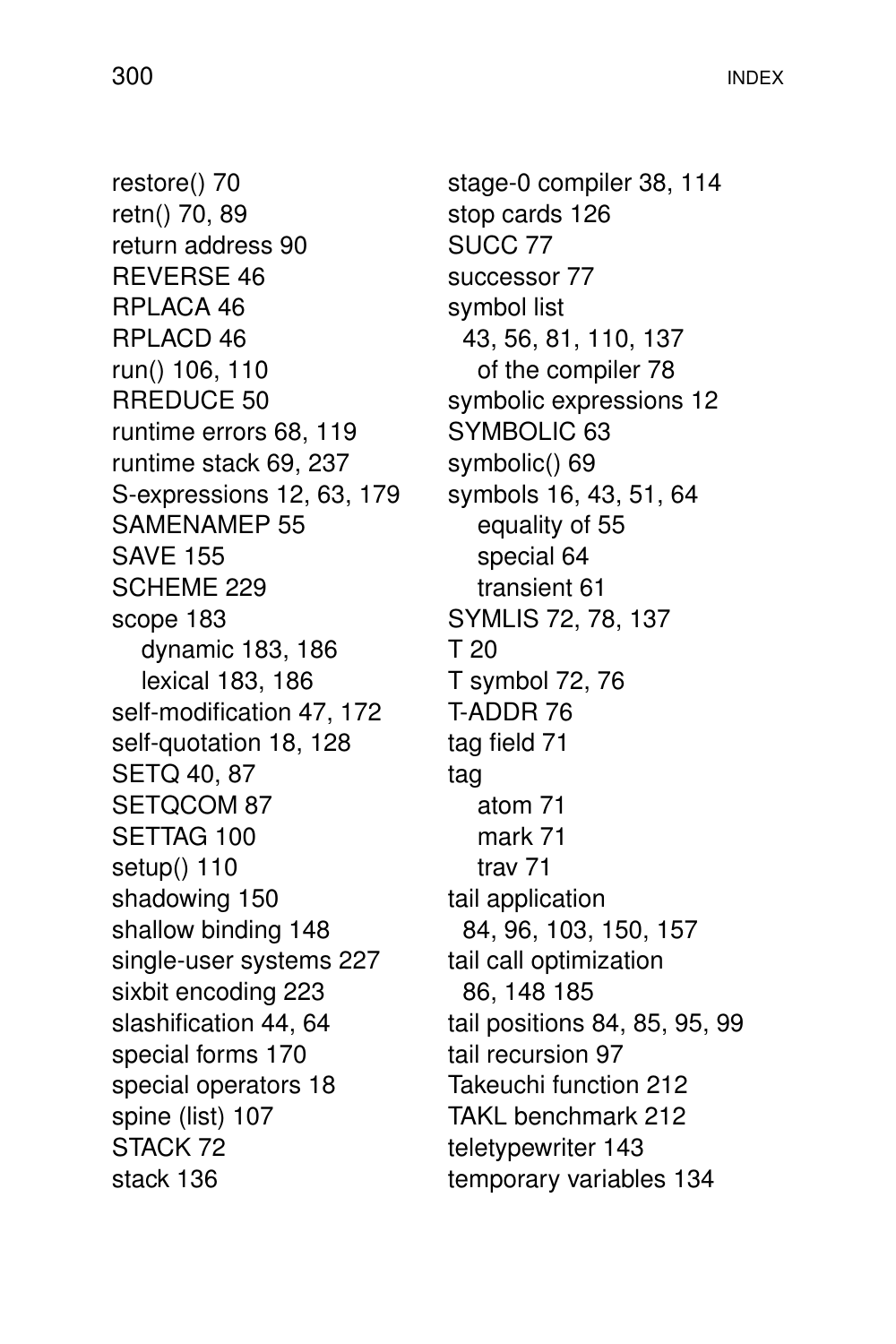restore() 70
retn() 70, 89
return address 90
REVERSE 46
RPLACA 46
RPLACD 46
run() 106, 110
RREDUCE 50
runtime errors 68, 119
runtime stack 69, 237
S-expressions 12, 63, 179
SAMENAMEP 55
SAVE 155
SCHEME 229
scope 183
  dynamic 183, 186
  lexical 183, 186
self-modification 47, 172
self-quotation 18, 128
SETQ 40, 87
SETQCOM 87
SETTAG 100
setup() 110
shadowing 150
shallow binding 148
single-user systems 227
sixbit encoding 223
slashification 44, 64
special forms 170
special operators 18
spine (list) 107
STACK 72
stack 136
stage-0 compiler 38, 114
stop cards 126
SUCC 77
successor 77
symbol list
  43, 56, 81, 110, 137
  of the compiler 78
symbolic expressions 12
SYMBOLIC 63
symbolic() 69
symbols 16, 43, 51, 64
  equality of 55
  special 64
  transient 61
SYMLIS 72, 78, 137
T 20
T symbol 72, 76
T-ADDR 76
tag field 71
tag
  atom 71
  mark 71
  trav 71
tail application
  84, 96, 103, 150, 157
tail call optimization
  86, 148 185
tail positions 84, 85, 95, 99
tail recursion 97
Takeuchi function 212
TAKL benchmark 212
teletypewriter 143
temporary variables 134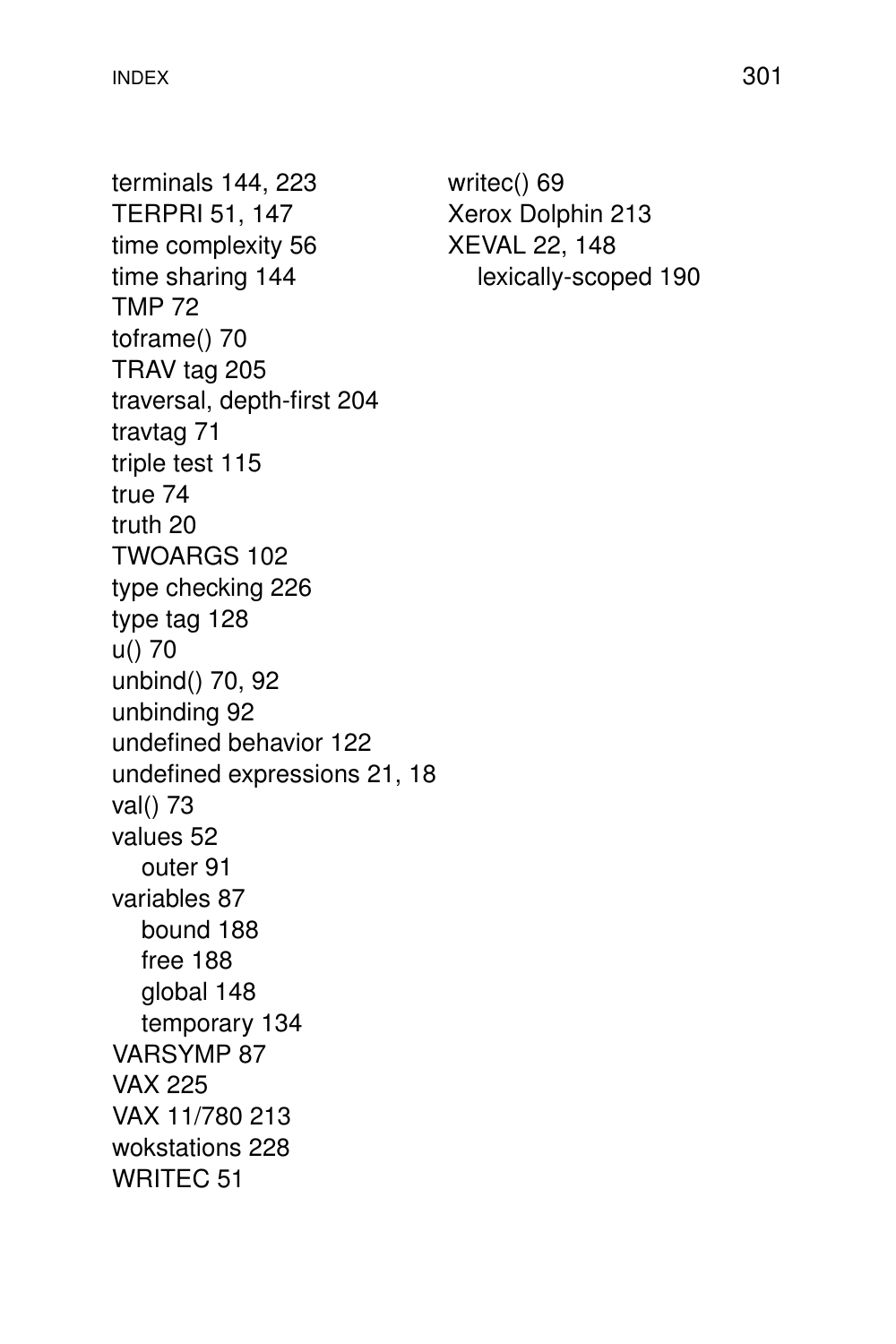terminals 144, 223
TERPRI 51, 147
time complexity 56
time sharing 144
TMP 72
toframe() 70
TRAV tag 205
traversal, depth-first 204
travtag 71
triple test 115
true 74
truth 20
TWOARGS 102
type checking 226
type tag 128
u() 70
unbind() 70, 92
unbinding 92
undefined behavior 122
undefined expressions 21, 18
val() 73
values 52
  outer 91
variables 87
  bound 188
  free 188
  global 148
  temporary 134
VARSYMP 87
VAX 225
VAX 11/780 213
wokstations 228
WRITEC 51
writec() 69
Xerox Dolphin 213
XEVAL 22, 148
  lexically-scoped 190